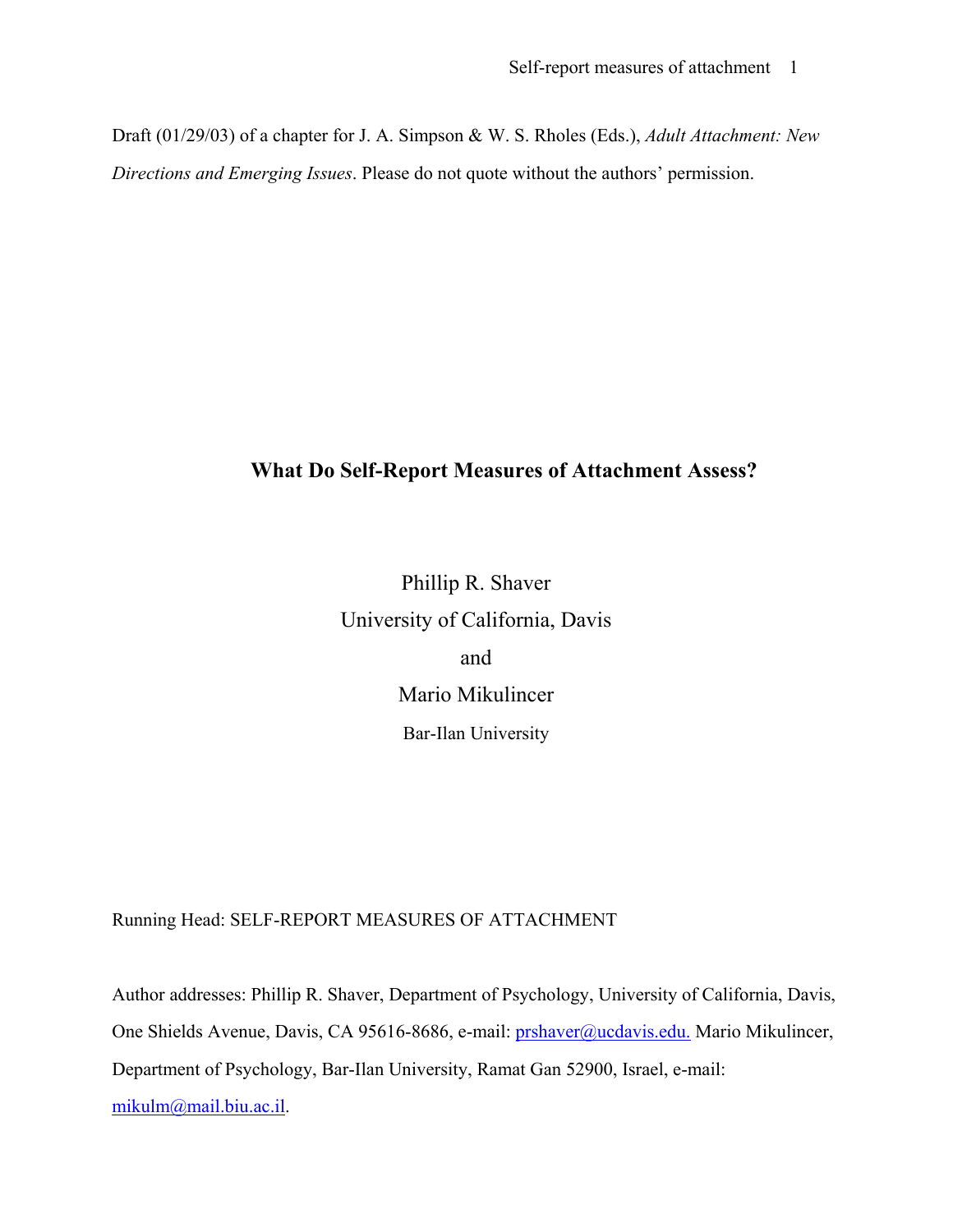Draft (01/29/03) of a chapter for J. A. Simpson & W. S. Rholes (Eds.), *Adult Attachment: New Directions and Emerging Issues*. Please do not quote without the authors' permission.

# What Do Self-Report Measures of Attachment Assess?

Phillip R. Shaver
University of California, Davis
and
Mario Mikulincer
Bar-Ilan University

Running Head: SELF-REPORT MEASURES OF ATTACHMENT

Author addresses: Phillip R. Shaver, Department of Psychology, University of California, Davis, One Shields Avenue, Davis, CA 95616-8686, e-mail: prshaver@ucdavis.edu. Mario Mikulincer, Department of Psychology, Bar-Ilan University, Ramat Gan 52900, Israel, e-mail: mikulm@mail.biu.ac.il.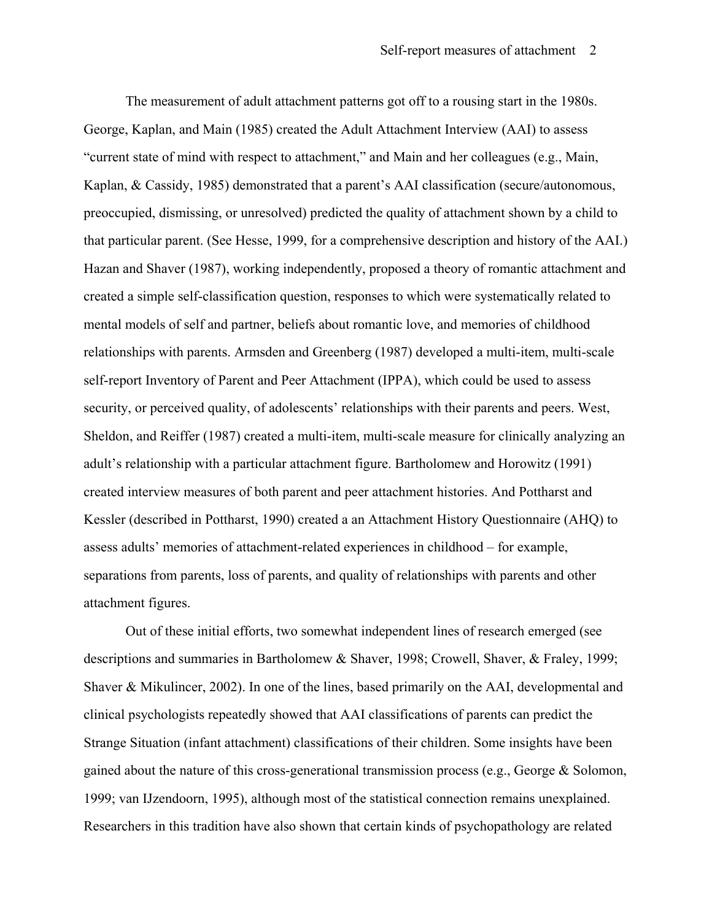The measurement of adult attachment patterns got off to a rousing start in the 1980s. George, Kaplan, and Main (1985) created the Adult Attachment Interview (AAI) to assess "current state of mind with respect to attachment," and Main and her colleagues (e.g., Main, Kaplan, & Cassidy, 1985) demonstrated that a parent's AAI classification (secure/autonomous, preoccupied, dismissing, or unresolved) predicted the quality of attachment shown by a child to that particular parent. (See Hesse, 1999, for a comprehensive description and history of the AAI.) Hazan and Shaver (1987), working independently, proposed a theory of romantic attachment and created a simple self-classification question, responses to which were systematically related to mental models of self and partner, beliefs about romantic love, and memories of childhood relationships with parents. Armsden and Greenberg (1987) developed a multi-item, multi-scale self-report Inventory of Parent and Peer Attachment (IPPA), which could be used to assess security, or perceived quality, of adolescents' relationships with their parents and peers. West, Sheldon, and Reiffer (1987) created a multi-item, multi-scale measure for clinically analyzing an adult's relationship with a particular attachment figure. Bartholomew and Horowitz (1991) created interview measures of both parent and peer attachment histories. And Pottharst and Kessler (described in Pottharst, 1990) created a an Attachment History Questionnaire (AHQ) to assess adults' memories of attachment-related experiences in childhood – for example, separations from parents, loss of parents, and quality of relationships with parents and other attachment figures.

Out of these initial efforts, two somewhat independent lines of research emerged (see descriptions and summaries in Bartholomew & Shaver, 1998; Crowell, Shaver, & Fraley, 1999; Shaver & Mikulincer, 2002). In one of the lines, based primarily on the AAI, developmental and clinical psychologists repeatedly showed that AAI classifications of parents can predict the Strange Situation (infant attachment) classifications of their children. Some insights have been gained about the nature of this cross-generational transmission process (e.g., George & Solomon, 1999; van IJzendoorn, 1995), although most of the statistical connection remains unexplained. Researchers in this tradition have also shown that certain kinds of psychopathology are related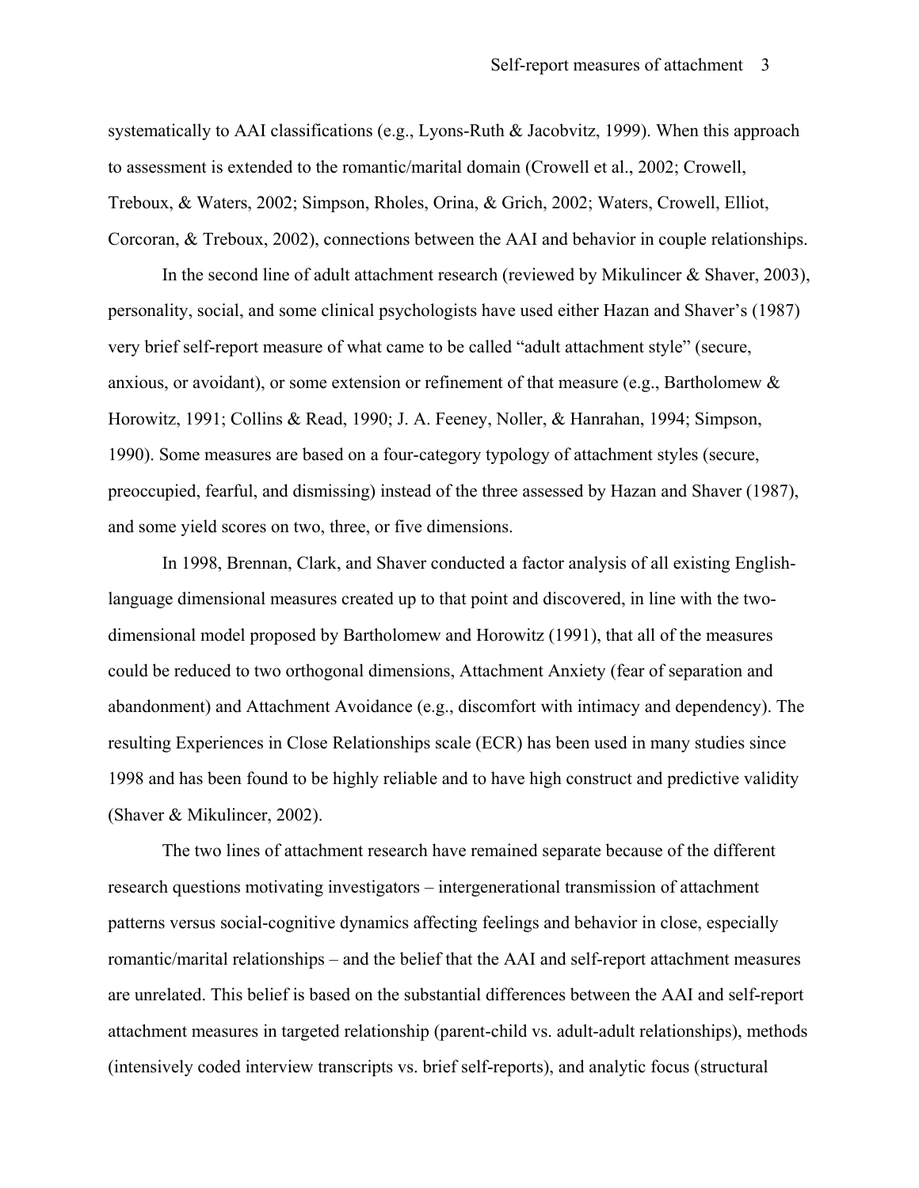systematically to AAI classifications (e.g., Lyons-Ruth & Jacobvitz, 1999). When this approach to assessment is extended to the romantic/marital domain (Crowell et al., 2002; Crowell, Treboux, & Waters, 2002; Simpson, Rholes, Orina, & Grich, 2002; Waters, Crowell, Elliot, Corcoran, & Treboux, 2002), connections between the AAI and behavior in couple relationships.

In the second line of adult attachment research (reviewed by Mikulincer & Shaver, 2003), personality, social, and some clinical psychologists have used either Hazan and Shaver's (1987) very brief self-report measure of what came to be called "adult attachment style" (secure, anxious, or avoidant), or some extension or refinement of that measure (e.g., Bartholomew & Horowitz, 1991; Collins & Read, 1990; J. A. Feeney, Noller, & Hanrahan, 1994; Simpson, 1990). Some measures are based on a four-category typology of attachment styles (secure, preoccupied, fearful, and dismissing) instead of the three assessed by Hazan and Shaver (1987), and some yield scores on two, three, or five dimensions.

In 1998, Brennan, Clark, and Shaver conducted a factor analysis of all existing English-language dimensional measures created up to that point and discovered, in line with the two-dimensional model proposed by Bartholomew and Horowitz (1991), that all of the measures could be reduced to two orthogonal dimensions, Attachment Anxiety (fear of separation and abandonment) and Attachment Avoidance (e.g., discomfort with intimacy and dependency). The resulting Experiences in Close Relationships scale (ECR) has been used in many studies since 1998 and has been found to be highly reliable and to have high construct and predictive validity (Shaver & Mikulincer, 2002).

The two lines of attachment research have remained separate because of the different research questions motivating investigators – intergenerational transmission of attachment patterns versus social-cognitive dynamics affecting feelings and behavior in close, especially romantic/marital relationships – and the belief that the AAI and self-report attachment measures are unrelated. This belief is based on the substantial differences between the AAI and self-report attachment measures in targeted relationship (parent-child vs. adult-adult relationships), methods (intensively coded interview transcripts vs. brief self-reports), and analytic focus (structural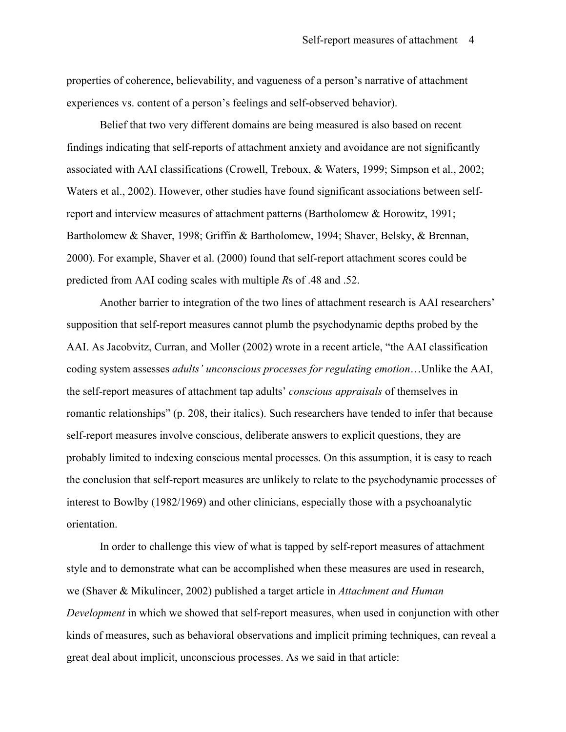properties of coherence, believability, and vagueness of a person's narrative of attachment experiences vs. content of a person's feelings and self-observed behavior).

Belief that two very different domains are being measured is also based on recent findings indicating that self-reports of attachment anxiety and avoidance are not significantly associated with AAI classifications (Crowell, Treboux, & Waters, 1999; Simpson et al., 2002; Waters et al., 2002). However, other studies have found significant associations between self-report and interview measures of attachment patterns (Bartholomew & Horowitz, 1991; Bartholomew & Shaver, 1998; Griffin & Bartholomew, 1994; Shaver, Belsky, & Brennan, 2000). For example, Shaver et al. (2000) found that self-report attachment scores could be predicted from AAI coding scales with multiple *R*s of .48 and .52.

Another barrier to integration of the two lines of attachment research is AAI researchers' supposition that self-report measures cannot plumb the psychodynamic depths probed by the AAI. As Jacobvitz, Curran, and Moller (2002) wrote in a recent article, "the AAI classification coding system assesses *adults' unconscious processes for regulating emotion*…Unlike the AAI, the self-report measures of attachment tap adults' *conscious appraisals* of themselves in romantic relationships" (p. 208, their italics). Such researchers have tended to infer that because self-report measures involve conscious, deliberate answers to explicit questions, they are probably limited to indexing conscious mental processes. On this assumption, it is easy to reach the conclusion that self-report measures are unlikely to relate to the psychodynamic processes of interest to Bowlby (1982/1969) and other clinicians, especially those with a psychoanalytic orientation.

In order to challenge this view of what is tapped by self-report measures of attachment style and to demonstrate what can be accomplished when these measures are used in research, we (Shaver & Mikulincer, 2002) published a target article in *Attachment and Human Development* in which we showed that self-report measures, when used in conjunction with other kinds of measures, such as behavioral observations and implicit priming techniques, can reveal a great deal about implicit, unconscious processes. As we said in that article: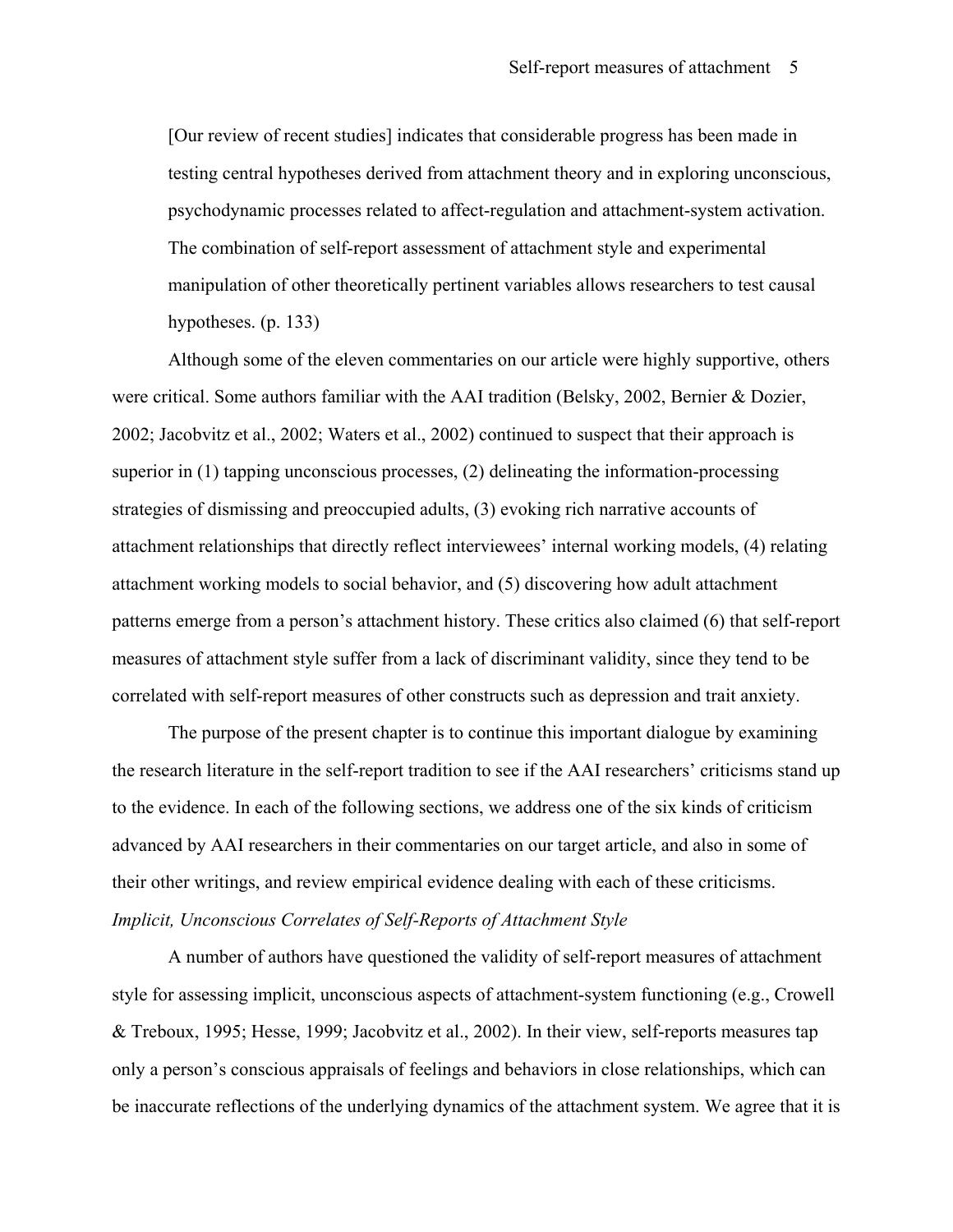> [Our review of recent studies] indicates that considerable progress has been made in testing central hypotheses derived from attachment theory and in exploring unconscious, psychodynamic processes related to affect-regulation and attachment-system activation. The combination of self-report assessment of attachment style and experimental manipulation of other theoretically pertinent variables allows researchers to test causal hypotheses. (p. 133)

Although some of the eleven commentaries on our article were highly supportive, others were critical. Some authors familiar with the AAI tradition (Belsky, 2002, Bernier & Dozier, 2002; Jacobvitz et al., 2002; Waters et al., 2002) continued to suspect that their approach is superior in (1) tapping unconscious processes, (2) delineating the information-processing strategies of dismissing and preoccupied adults, (3) evoking rich narrative accounts of attachment relationships that directly reflect interviewees' internal working models, (4) relating attachment working models to social behavior, and (5) discovering how adult attachment patterns emerge from a person's attachment history. These critics also claimed (6) that self-report measures of attachment style suffer from a lack of discriminant validity, since they tend to be correlated with self-report measures of other constructs such as depression and trait anxiety.

The purpose of the present chapter is to continue this important dialogue by examining the research literature in the self-report tradition to see if the AAI researchers' criticisms stand up to the evidence. In each of the following sections, we address one of the six kinds of criticism advanced by AAI researchers in their commentaries on our target article, and also in some of their other writings, and review empirical evidence dealing with each of these criticisms.

*Implicit, Unconscious Correlates of Self-Reports of Attachment Style*

A number of authors have questioned the validity of self-report measures of attachment style for assessing implicit, unconscious aspects of attachment-system functioning (e.g., Crowell & Treboux, 1995; Hesse, 1999; Jacobvitz et al., 2002). In their view, self-reports measures tap only a person's conscious appraisals of feelings and behaviors in close relationships, which can be inaccurate reflections of the underlying dynamics of the attachment system. We agree that it is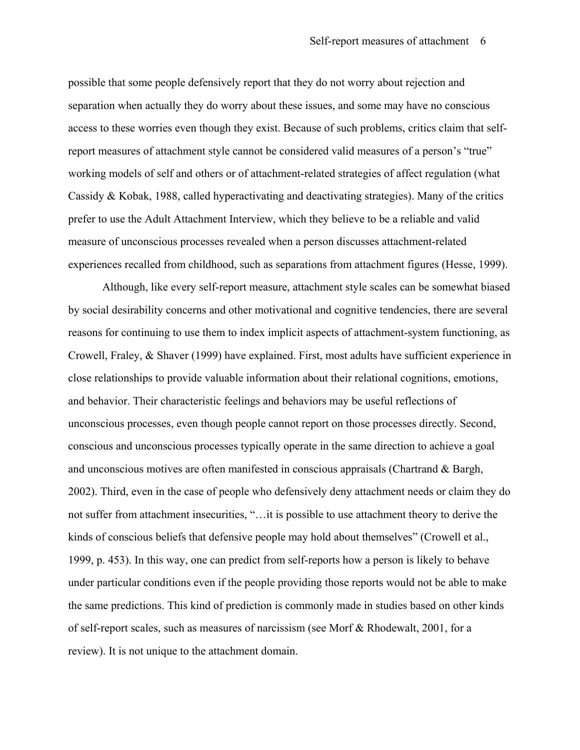possible that some people defensively report that they do not worry about rejection and separation when actually they do worry about these issues, and some may have no conscious access to these worries even though they exist. Because of such problems, critics claim that self-report measures of attachment style cannot be considered valid measures of a person's "true" working models of self and others or of attachment-related strategies of affect regulation (what Cassidy & Kobak, 1988, called hyperactivating and deactivating strategies). Many of the critics prefer to use the Adult Attachment Interview, which they believe to be a reliable and valid measure of unconscious processes revealed when a person discusses attachment-related experiences recalled from childhood, such as separations from attachment figures (Hesse, 1999).

Although, like every self-report measure, attachment style scales can be somewhat biased by social desirability concerns and other motivational and cognitive tendencies, there are several reasons for continuing to use them to index implicit aspects of attachment-system functioning, as Crowell, Fraley, & Shaver (1999) have explained. First, most adults have sufficient experience in close relationships to provide valuable information about their relational cognitions, emotions, and behavior. Their characteristic feelings and behaviors may be useful reflections of unconscious processes, even though people cannot report on those processes directly. Second, conscious and unconscious processes typically operate in the same direction to achieve a goal and unconscious motives are often manifested in conscious appraisals (Chartrand & Bargh, 2002). Third, even in the case of people who defensively deny attachment needs or claim they do not suffer from attachment insecurities, "…it is possible to use attachment theory to derive the kinds of conscious beliefs that defensive people may hold about themselves" (Crowell et al., 1999, p. 453). In this way, one can predict from self-reports how a person is likely to behave under particular conditions even if the people providing those reports would not be able to make the same predictions. This kind of prediction is commonly made in studies based on other kinds of self-report scales, such as measures of narcissism (see Morf & Rhodewalt, 2001, for a review). It is not unique to the attachment domain.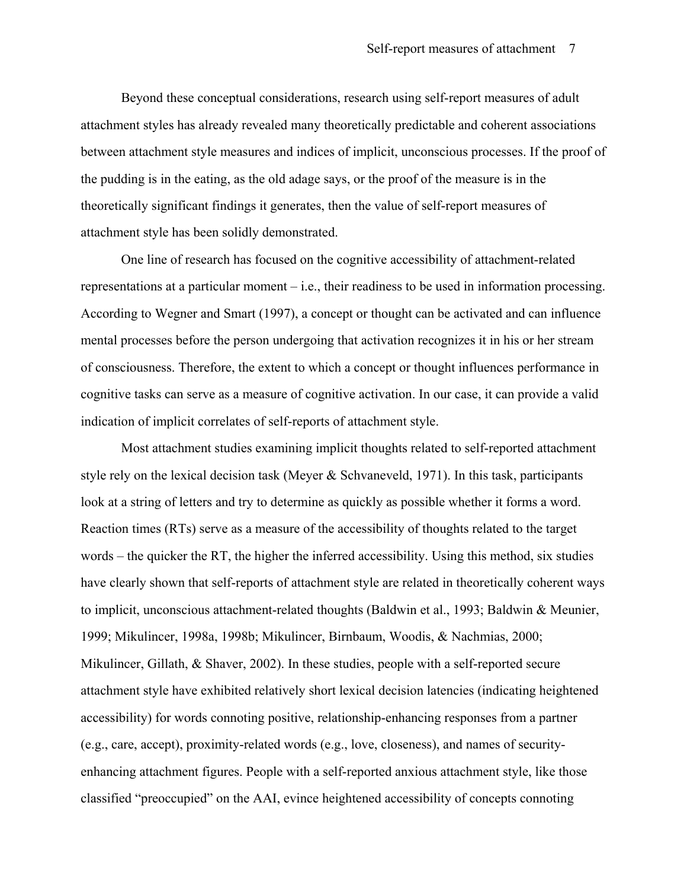Beyond these conceptual considerations, research using self-report measures of adult attachment styles has already revealed many theoretically predictable and coherent associations between attachment style measures and indices of implicit, unconscious processes. If the proof of the pudding is in the eating, as the old adage says, or the proof of the measure is in the theoretically significant findings it generates, then the value of self-report measures of attachment style has been solidly demonstrated.

One line of research has focused on the cognitive accessibility of attachment-related representations at a particular moment – i.e., their readiness to be used in information processing. According to Wegner and Smart (1997), a concept or thought can be activated and can influence mental processes before the person undergoing that activation recognizes it in his or her stream of consciousness. Therefore, the extent to which a concept or thought influences performance in cognitive tasks can serve as a measure of cognitive activation. In our case, it can provide a valid indication of implicit correlates of self-reports of attachment style.

Most attachment studies examining implicit thoughts related to self-reported attachment style rely on the lexical decision task (Meyer & Schvaneveld, 1971). In this task, participants look at a string of letters and try to determine as quickly as possible whether it forms a word. Reaction times (RTs) serve as a measure of the accessibility of thoughts related to the target words – the quicker the RT, the higher the inferred accessibility. Using this method, six studies have clearly shown that self-reports of attachment style are related in theoretically coherent ways to implicit, unconscious attachment-related thoughts (Baldwin et al., 1993; Baldwin & Meunier, 1999; Mikulincer, 1998a, 1998b; Mikulincer, Birnbaum, Woodis, & Nachmias, 2000; Mikulincer, Gillath, & Shaver, 2002). In these studies, people with a self-reported secure attachment style have exhibited relatively short lexical decision latencies (indicating heightened accessibility) for words connoting positive, relationship-enhancing responses from a partner (e.g., care, accept), proximity-related words (e.g., love, closeness), and names of security-enhancing attachment figures. People with a self-reported anxious attachment style, like those classified "preoccupied" on the AAI, evince heightened accessibility of concepts connoting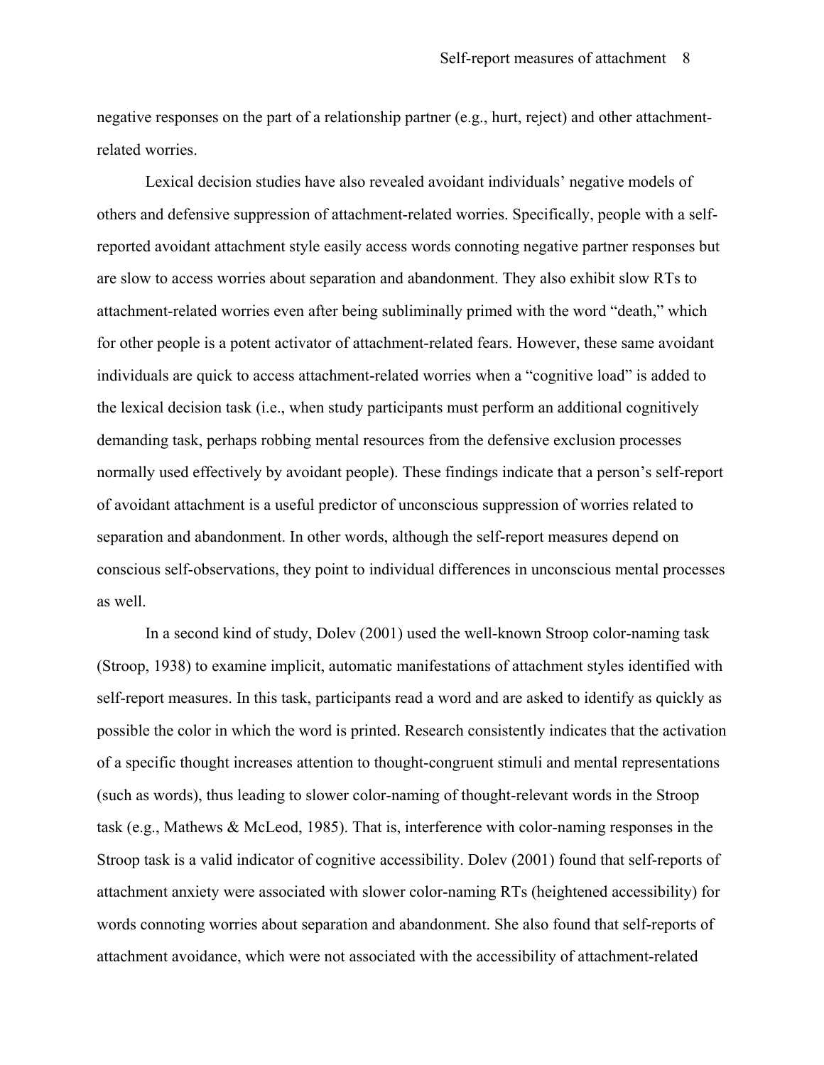negative responses on the part of a relationship partner (e.g., hurt, reject) and other attachment-related worries.

Lexical decision studies have also revealed avoidant individuals' negative models of others and defensive suppression of attachment-related worries. Specifically, people with a self-reported avoidant attachment style easily access words connoting negative partner responses but are slow to access worries about separation and abandonment. They also exhibit slow RTs to attachment-related worries even after being subliminally primed with the word "death," which for other people is a potent activator of attachment-related fears. However, these same avoidant individuals are quick to access attachment-related worries when a "cognitive load" is added to the lexical decision task (i.e., when study participants must perform an additional cognitively demanding task, perhaps robbing mental resources from the defensive exclusion processes normally used effectively by avoidant people). These findings indicate that a person's self-report of avoidant attachment is a useful predictor of unconscious suppression of worries related to separation and abandonment. In other words, although the self-report measures depend on conscious self-observations, they point to individual differences in unconscious mental processes as well.

In a second kind of study, Dolev (2001) used the well-known Stroop color-naming task (Stroop, 1938) to examine implicit, automatic manifestations of attachment styles identified with self-report measures. In this task, participants read a word and are asked to identify as quickly as possible the color in which the word is printed. Research consistently indicates that the activation of a specific thought increases attention to thought-congruent stimuli and mental representations (such as words), thus leading to slower color-naming of thought-relevant words in the Stroop task (e.g., Mathews & McLeod, 1985). That is, interference with color-naming responses in the Stroop task is a valid indicator of cognitive accessibility. Dolev (2001) found that self-reports of attachment anxiety were associated with slower color-naming RTs (heightened accessibility) for words connoting worries about separation and abandonment. She also found that self-reports of attachment avoidance, which were not associated with the accessibility of attachment-related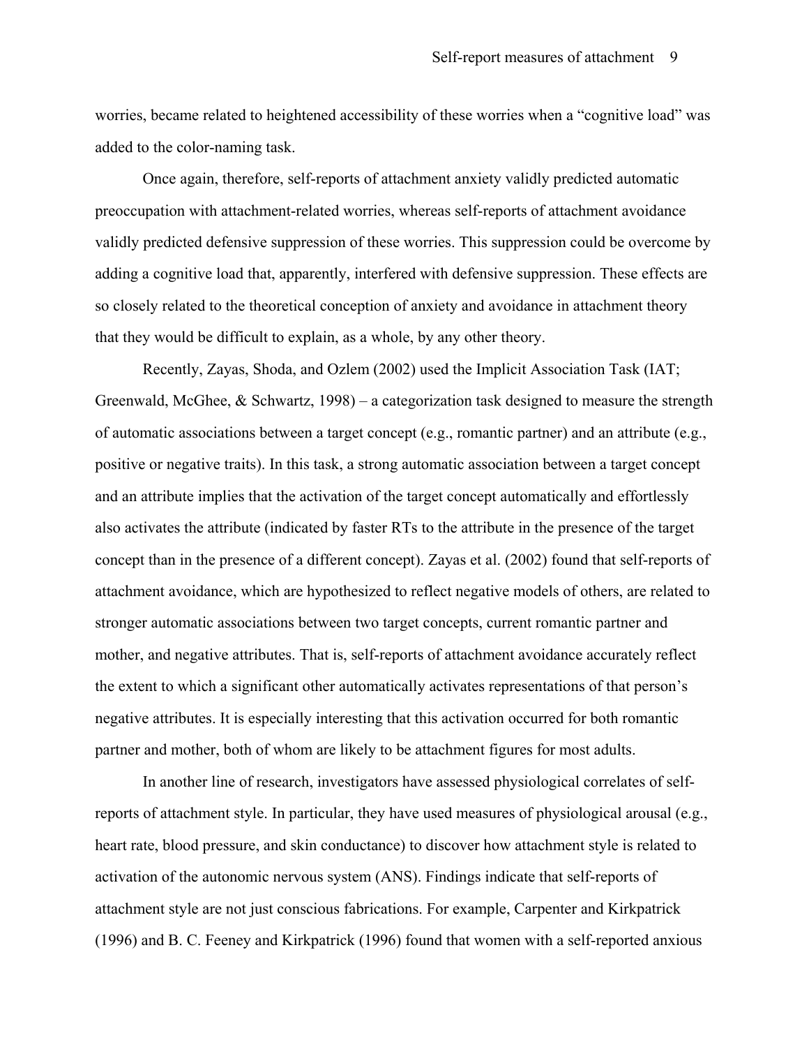worries, became related to heightened accessibility of these worries when a "cognitive load" was added to the color-naming task.

Once again, therefore, self-reports of attachment anxiety validly predicted automatic preoccupation with attachment-related worries, whereas self-reports of attachment avoidance validly predicted defensive suppression of these worries. This suppression could be overcome by adding a cognitive load that, apparently, interfered with defensive suppression. These effects are so closely related to the theoretical conception of anxiety and avoidance in attachment theory that they would be difficult to explain, as a whole, by any other theory.

Recently, Zayas, Shoda, and Ozlem (2002) used the Implicit Association Task (IAT; Greenwald, McGhee, & Schwartz, 1998) – a categorization task designed to measure the strength of automatic associations between a target concept (e.g., romantic partner) and an attribute (e.g., positive or negative traits). In this task, a strong automatic association between a target concept and an attribute implies that the activation of the target concept automatically and effortlessly also activates the attribute (indicated by faster RTs to the attribute in the presence of the target concept than in the presence of a different concept). Zayas et al. (2002) found that self-reports of attachment avoidance, which are hypothesized to reflect negative models of others, are related to stronger automatic associations between two target concepts, current romantic partner and mother, and negative attributes. That is, self-reports of attachment avoidance accurately reflect the extent to which a significant other automatically activates representations of that person's negative attributes. It is especially interesting that this activation occurred for both romantic partner and mother, both of whom are likely to be attachment figures for most adults.

In another line of research, investigators have assessed physiological correlates of self-reports of attachment style. In particular, they have used measures of physiological arousal (e.g., heart rate, blood pressure, and skin conductance) to discover how attachment style is related to activation of the autonomic nervous system (ANS). Findings indicate that self-reports of attachment style are not just conscious fabrications. For example, Carpenter and Kirkpatrick (1996) and B. C. Feeney and Kirkpatrick (1996) found that women with a self-reported anxious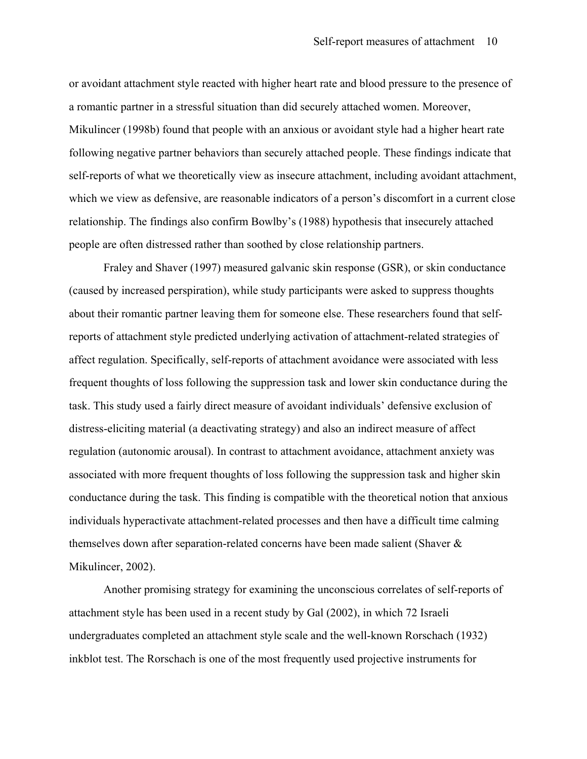or avoidant attachment style reacted with higher heart rate and blood pressure to the presence of a romantic partner in a stressful situation than did securely attached women. Moreover, Mikulincer (1998b) found that people with an anxious or avoidant style had a higher heart rate following negative partner behaviors than securely attached people. These findings indicate that self-reports of what we theoretically view as insecure attachment, including avoidant attachment, which we view as defensive, are reasonable indicators of a person's discomfort in a current close relationship. The findings also confirm Bowlby's (1988) hypothesis that insecurely attached people are often distressed rather than soothed by close relationship partners.

Fraley and Shaver (1997) measured galvanic skin response (GSR), or skin conductance (caused by increased perspiration), while study participants were asked to suppress thoughts about their romantic partner leaving them for someone else. These researchers found that self-reports of attachment style predicted underlying activation of attachment-related strategies of affect regulation. Specifically, self-reports of attachment avoidance were associated with less frequent thoughts of loss following the suppression task and lower skin conductance during the task. This study used a fairly direct measure of avoidant individuals' defensive exclusion of distress-eliciting material (a deactivating strategy) and also an indirect measure of affect regulation (autonomic arousal). In contrast to attachment avoidance, attachment anxiety was associated with more frequent thoughts of loss following the suppression task and higher skin conductance during the task. This finding is compatible with the theoretical notion that anxious individuals hyperactivate attachment-related processes and then have a difficult time calming themselves down after separation-related concerns have been made salient (Shaver & Mikulincer, 2002).

Another promising strategy for examining the unconscious correlates of self-reports of attachment style has been used in a recent study by Gal (2002), in which 72 Israeli undergraduates completed an attachment style scale and the well-known Rorschach (1932) inkblot test. The Rorschach is one of the most frequently used projective instruments for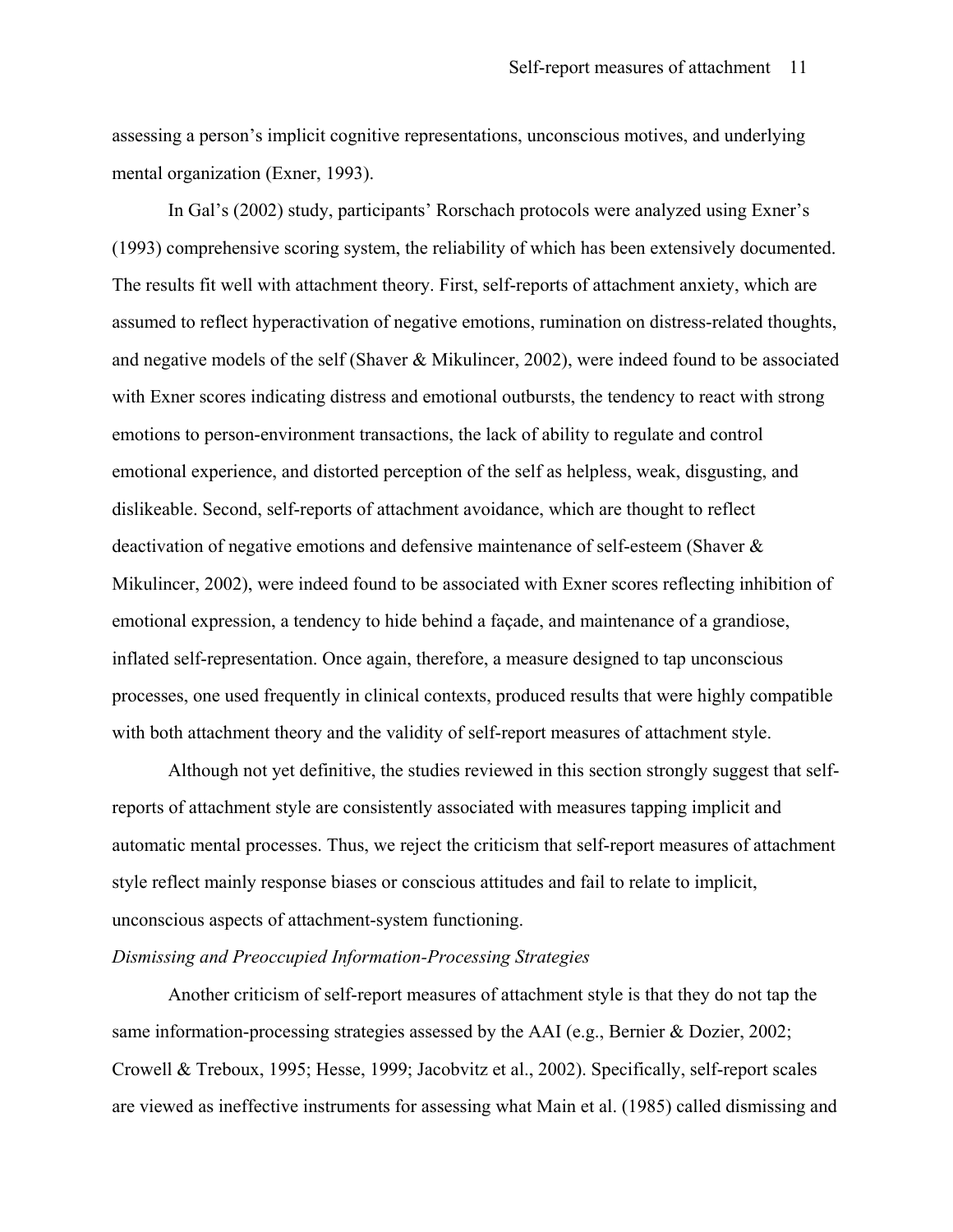assessing a person's implicit cognitive representations, unconscious motives, and underlying mental organization (Exner, 1993).

In Gal's (2002) study, participants' Rorschach protocols were analyzed using Exner's (1993) comprehensive scoring system, the reliability of which has been extensively documented. The results fit well with attachment theory. First, self-reports of attachment anxiety, which are assumed to reflect hyperactivation of negative emotions, rumination on distress-related thoughts, and negative models of the self (Shaver & Mikulincer, 2002), were indeed found to be associated with Exner scores indicating distress and emotional outbursts, the tendency to react with strong emotions to person-environment transactions, the lack of ability to regulate and control emotional experience, and distorted perception of the self as helpless, weak, disgusting, and dislikeable. Second, self-reports of attachment avoidance, which are thought to reflect deactivation of negative emotions and defensive maintenance of self-esteem (Shaver & Mikulincer, 2002), were indeed found to be associated with Exner scores reflecting inhibition of emotional expression, a tendency to hide behind a façade, and maintenance of a grandiose, inflated self-representation. Once again, therefore, a measure designed to tap unconscious processes, one used frequently in clinical contexts, produced results that were highly compatible with both attachment theory and the validity of self-report measures of attachment style.

Although not yet definitive, the studies reviewed in this section strongly suggest that self-reports of attachment style are consistently associated with measures tapping implicit and automatic mental processes. Thus, we reject the criticism that self-report measures of attachment style reflect mainly response biases or conscious attitudes and fail to relate to implicit, unconscious aspects of attachment-system functioning.

*Dismissing and Preoccupied Information-Processing Strategies*

Another criticism of self-report measures of attachment style is that they do not tap the same information-processing strategies assessed by the AAI (e.g., Bernier & Dozier, 2002; Crowell & Treboux, 1995; Hesse, 1999; Jacobvitz et al., 2002). Specifically, self-report scales are viewed as ineffective instruments for assessing what Main et al. (1985) called dismissing and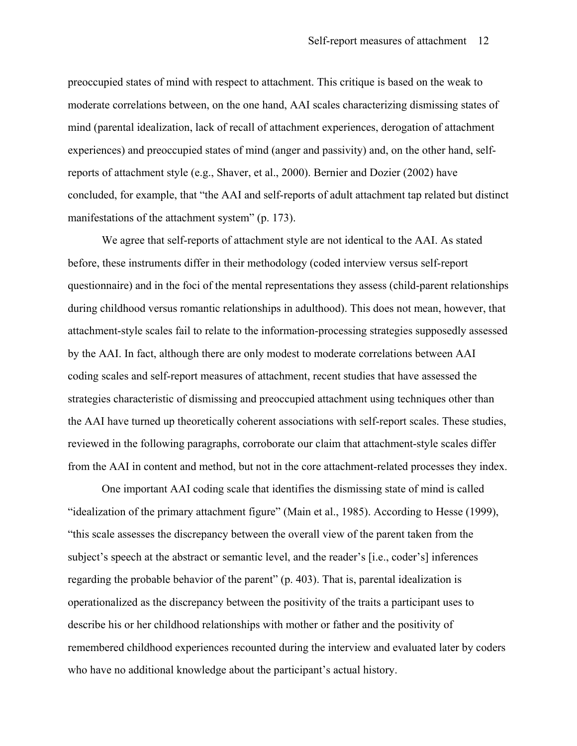preoccupied states of mind with respect to attachment. This critique is based on the weak to moderate correlations between, on the one hand, AAI scales characterizing dismissing states of mind (parental idealization, lack of recall of attachment experiences, derogation of attachment experiences) and preoccupied states of mind (anger and passivity) and, on the other hand, self-reports of attachment style (e.g., Shaver, et al., 2000). Bernier and Dozier (2002) have concluded, for example, that "the AAI and self-reports of adult attachment tap related but distinct manifestations of the attachment system" (p. 173).

We agree that self-reports of attachment style are not identical to the AAI. As stated before, these instruments differ in their methodology (coded interview versus self-report questionnaire) and in the foci of the mental representations they assess (child-parent relationships during childhood versus romantic relationships in adulthood). This does not mean, however, that attachment-style scales fail to relate to the information-processing strategies supposedly assessed by the AAI. In fact, although there are only modest to moderate correlations between AAI coding scales and self-report measures of attachment, recent studies that have assessed the strategies characteristic of dismissing and preoccupied attachment using techniques other than the AAI have turned up theoretically coherent associations with self-report scales. These studies, reviewed in the following paragraphs, corroborate our claim that attachment-style scales differ from the AAI in content and method, but not in the core attachment-related processes they index.

One important AAI coding scale that identifies the dismissing state of mind is called "idealization of the primary attachment figure" (Main et al., 1985). According to Hesse (1999), "this scale assesses the discrepancy between the overall view of the parent taken from the subject's speech at the abstract or semantic level, and the reader's [i.e., coder's] inferences regarding the probable behavior of the parent" (p. 403). That is, parental idealization is operationalized as the discrepancy between the positivity of the traits a participant uses to describe his or her childhood relationships with mother or father and the positivity of remembered childhood experiences recounted during the interview and evaluated later by coders who have no additional knowledge about the participant's actual history.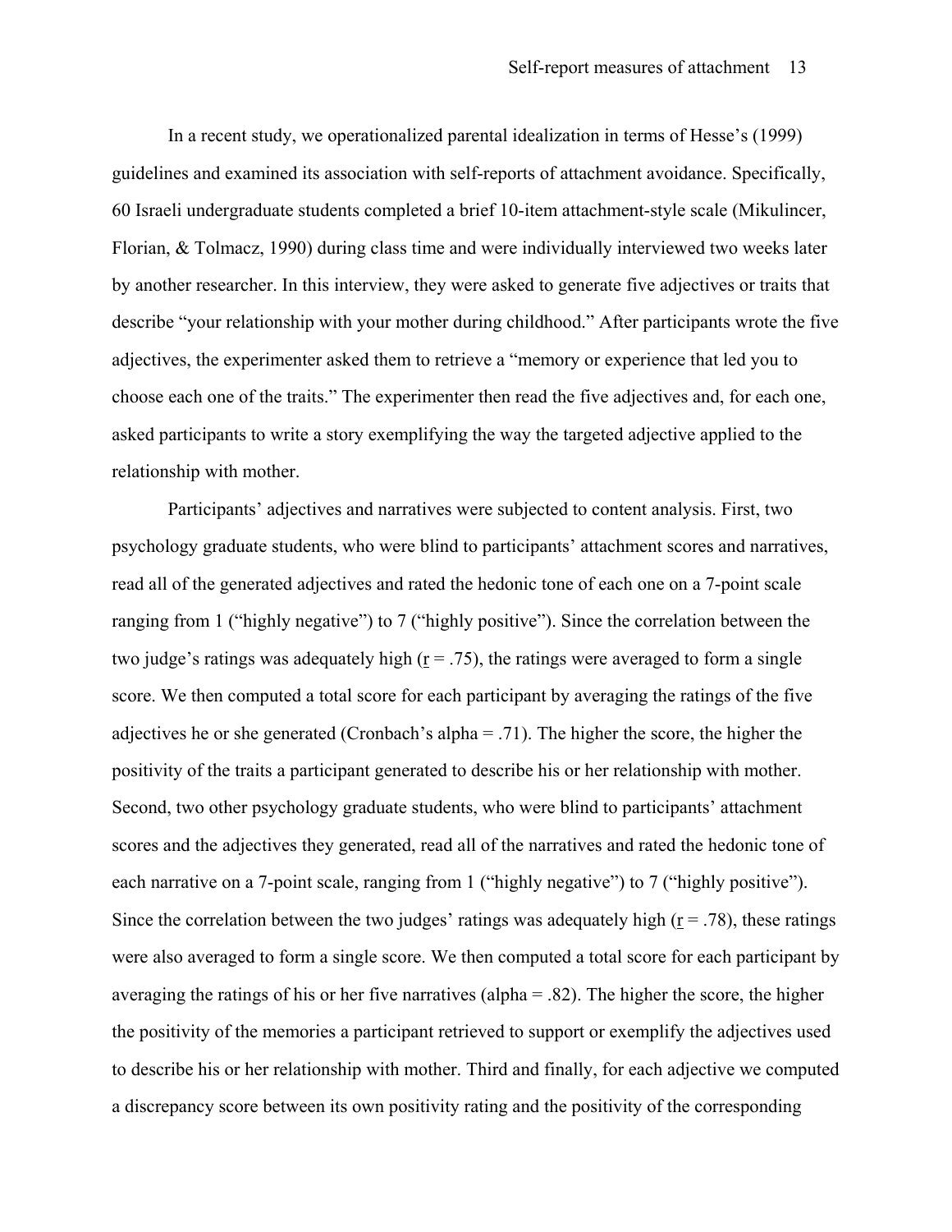In a recent study, we operationalized parental idealization in terms of Hesse's (1999) guidelines and examined its association with self-reports of attachment avoidance. Specifically, 60 Israeli undergraduate students completed a brief 10-item attachment-style scale (Mikulincer, Florian, & Tolmacz, 1990) during class time and were individually interviewed two weeks later by another researcher. In this interview, they were asked to generate five adjectives or traits that describe "your relationship with your mother during childhood." After participants wrote the five adjectives, the experimenter asked them to retrieve a "memory or experience that led you to choose each one of the traits." The experimenter then read the five adjectives and, for each one, asked participants to write a story exemplifying the way the targeted adjective applied to the relationship with mother.

Participants' adjectives and narratives were subjected to content analysis. First, two psychology graduate students, who were blind to participants' attachment scores and narratives, read all of the generated adjectives and rated the hedonic tone of each one on a 7-point scale ranging from 1 ("highly negative") to 7 ("highly positive"). Since the correlation between the two judge's ratings was adequately high ($r = .75$), the ratings were averaged to form a single score. We then computed a total score for each participant by averaging the ratings of the five adjectives he or she generated (Cronbach's alpha = .71). The higher the score, the higher the positivity of the traits a participant generated to describe his or her relationship with mother. Second, two other psychology graduate students, who were blind to participants' attachment scores and the adjectives they generated, read all of the narratives and rated the hedonic tone of each narrative on a 7-point scale, ranging from 1 ("highly negative") to 7 ("highly positive"). Since the correlation between the two judges' ratings was adequately high ($r = .78$), these ratings were also averaged to form a single score. We then computed a total score for each participant by averaging the ratings of his or her five narratives (alpha = .82). The higher the score, the higher the positivity of the memories a participant retrieved to support or exemplify the adjectives used to describe his or her relationship with mother. Third and finally, for each adjective we computed a discrepancy score between its own positivity rating and the positivity of the corresponding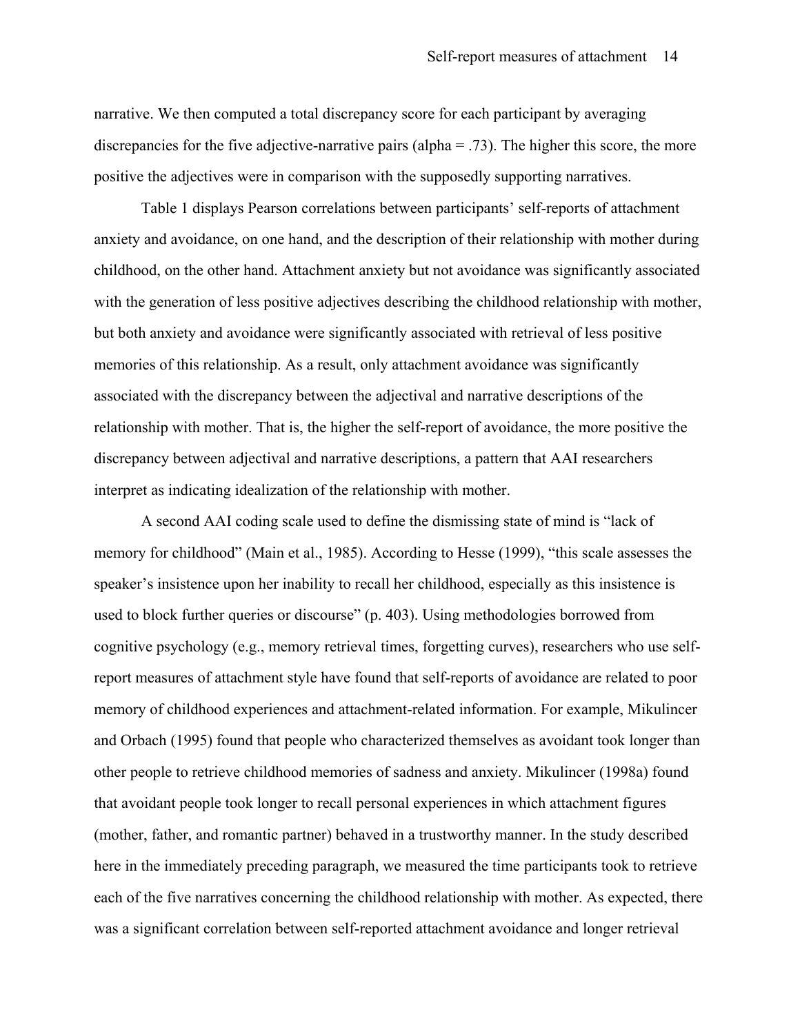narrative. We then computed a total discrepancy score for each participant by averaging discrepancies for the five adjective-narrative pairs (alpha = .73). The higher this score, the more positive the adjectives were in comparison with the supposedly supporting narratives.

Table 1 displays Pearson correlations between participants' self-reports of attachment anxiety and avoidance, on one hand, and the description of their relationship with mother during childhood, on the other hand. Attachment anxiety but not avoidance was significantly associated with the generation of less positive adjectives describing the childhood relationship with mother, but both anxiety and avoidance were significantly associated with retrieval of less positive memories of this relationship. As a result, only attachment avoidance was significantly associated with the discrepancy between the adjectival and narrative descriptions of the relationship with mother. That is, the higher the self-report of avoidance, the more positive the discrepancy between adjectival and narrative descriptions, a pattern that AAI researchers interpret as indicating idealization of the relationship with mother.

A second AAI coding scale used to define the dismissing state of mind is "lack of memory for childhood" (Main et al., 1985). According to Hesse (1999), "this scale assesses the speaker's insistence upon her inability to recall her childhood, especially as this insistence is used to block further queries or discourse" (p. 403). Using methodologies borrowed from cognitive psychology (e.g., memory retrieval times, forgetting curves), researchers who use self-report measures of attachment style have found that self-reports of avoidance are related to poor memory of childhood experiences and attachment-related information. For example, Mikulincer and Orbach (1995) found that people who characterized themselves as avoidant took longer than other people to retrieve childhood memories of sadness and anxiety. Mikulincer (1998a) found that avoidant people took longer to recall personal experiences in which attachment figures (mother, father, and romantic partner) behaved in a trustworthy manner. In the study described here in the immediately preceding paragraph, we measured the time participants took to retrieve each of the five narratives concerning the childhood relationship with mother. As expected, there was a significant correlation between self-reported attachment avoidance and longer retrieval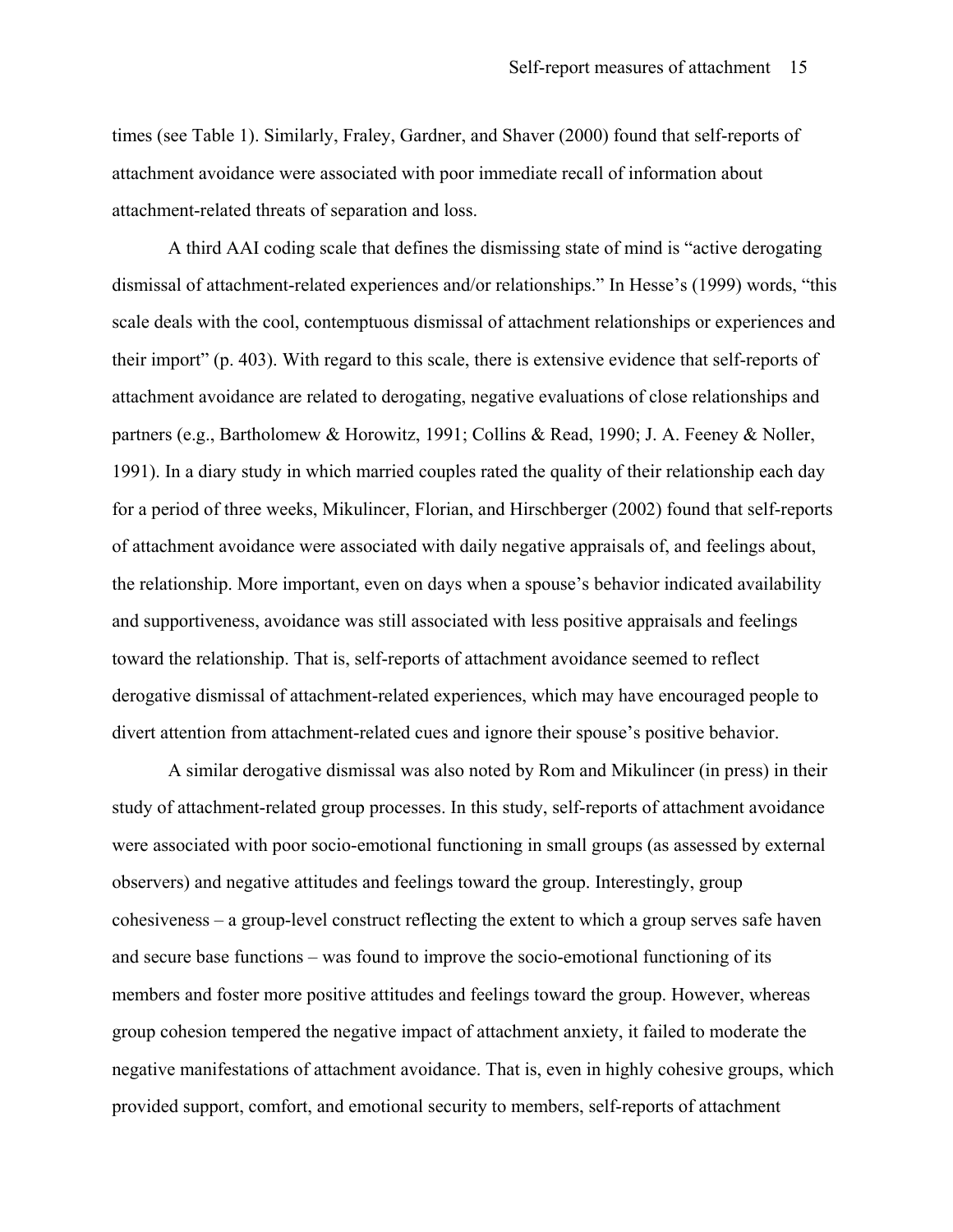times (see Table 1). Similarly, Fraley, Gardner, and Shaver (2000) found that self-reports of attachment avoidance were associated with poor immediate recall of information about attachment-related threats of separation and loss.

A third AAI coding scale that defines the dismissing state of mind is "active derogating dismissal of attachment-related experiences and/or relationships." In Hesse's (1999) words, "this scale deals with the cool, contemptuous dismissal of attachment relationships or experiences and their import" (p. 403). With regard to this scale, there is extensive evidence that self-reports of attachment avoidance are related to derogating, negative evaluations of close relationships and partners (e.g., Bartholomew & Horowitz, 1991; Collins & Read, 1990; J. A. Feeney & Noller, 1991). In a diary study in which married couples rated the quality of their relationship each day for a period of three weeks, Mikulincer, Florian, and Hirschberger (2002) found that self-reports of attachment avoidance were associated with daily negative appraisals of, and feelings about, the relationship. More important, even on days when a spouse's behavior indicated availability and supportiveness, avoidance was still associated with less positive appraisals and feelings toward the relationship. That is, self-reports of attachment avoidance seemed to reflect derogative dismissal of attachment-related experiences, which may have encouraged people to divert attention from attachment-related cues and ignore their spouse's positive behavior.

A similar derogative dismissal was also noted by Rom and Mikulincer (in press) in their study of attachment-related group processes. In this study, self-reports of attachment avoidance were associated with poor socio-emotional functioning in small groups (as assessed by external observers) and negative attitudes and feelings toward the group. Interestingly, group cohesiveness – a group-level construct reflecting the extent to which a group serves safe haven and secure base functions – was found to improve the socio-emotional functioning of its members and foster more positive attitudes and feelings toward the group. However, whereas group cohesion tempered the negative impact of attachment anxiety, it failed to moderate the negative manifestations of attachment avoidance. That is, even in highly cohesive groups, which provided support, comfort, and emotional security to members, self-reports of attachment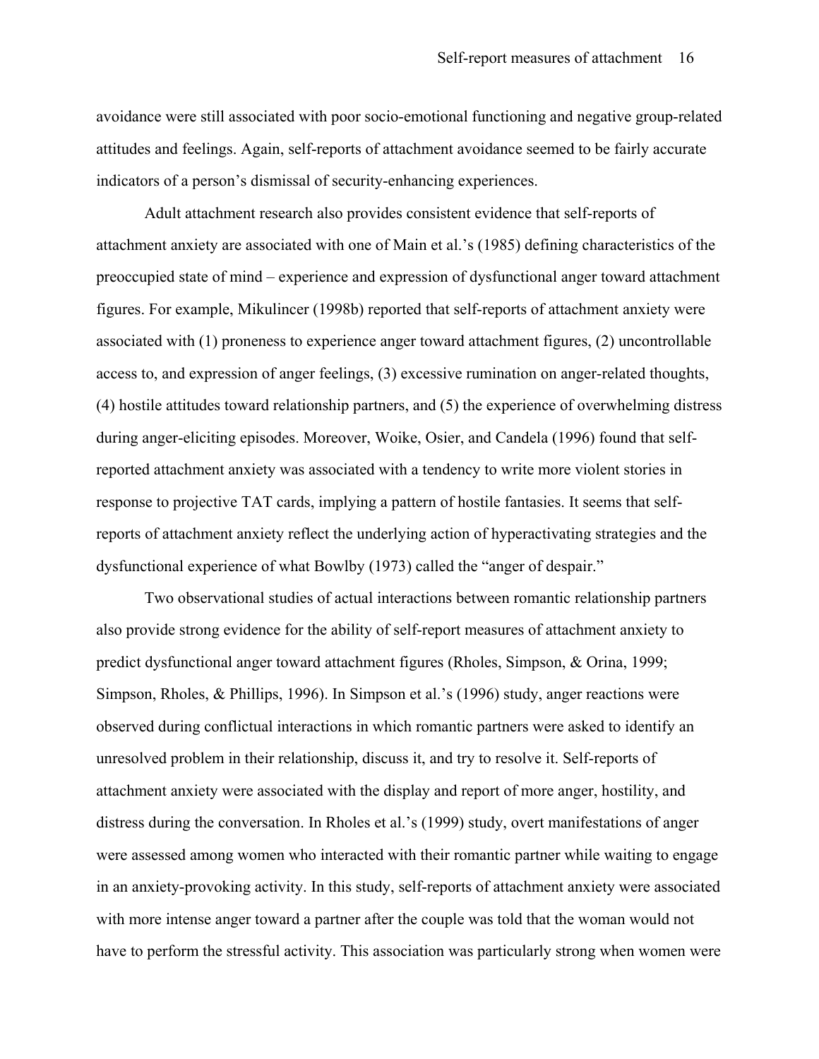avoidance were still associated with poor socio-emotional functioning and negative group-related attitudes and feelings. Again, self-reports of attachment avoidance seemed to be fairly accurate indicators of a person's dismissal of security-enhancing experiences.

Adult attachment research also provides consistent evidence that self-reports of attachment anxiety are associated with one of Main et al.'s (1985) defining characteristics of the preoccupied state of mind – experience and expression of dysfunctional anger toward attachment figures. For example, Mikulincer (1998b) reported that self-reports of attachment anxiety were associated with (1) proneness to experience anger toward attachment figures, (2) uncontrollable access to, and expression of anger feelings, (3) excessive rumination on anger-related thoughts, (4) hostile attitudes toward relationship partners, and (5) the experience of overwhelming distress during anger-eliciting episodes. Moreover, Woike, Osier, and Candela (1996) found that self-reported attachment anxiety was associated with a tendency to write more violent stories in response to projective TAT cards, implying a pattern of hostile fantasies. It seems that self-reports of attachment anxiety reflect the underlying action of hyperactivating strategies and the dysfunctional experience of what Bowlby (1973) called the "anger of despair."

Two observational studies of actual interactions between romantic relationship partners also provide strong evidence for the ability of self-report measures of attachment anxiety to predict dysfunctional anger toward attachment figures (Rholes, Simpson, & Orina, 1999; Simpson, Rholes, & Phillips, 1996). In Simpson et al.'s (1996) study, anger reactions were observed during conflictual interactions in which romantic partners were asked to identify an unresolved problem in their relationship, discuss it, and try to resolve it. Self-reports of attachment anxiety were associated with the display and report of more anger, hostility, and distress during the conversation. In Rholes et al.'s (1999) study, overt manifestations of anger were assessed among women who interacted with their romantic partner while waiting to engage in an anxiety-provoking activity. In this study, self-reports of attachment anxiety were associated with more intense anger toward a partner after the couple was told that the woman would not have to perform the stressful activity. This association was particularly strong when women were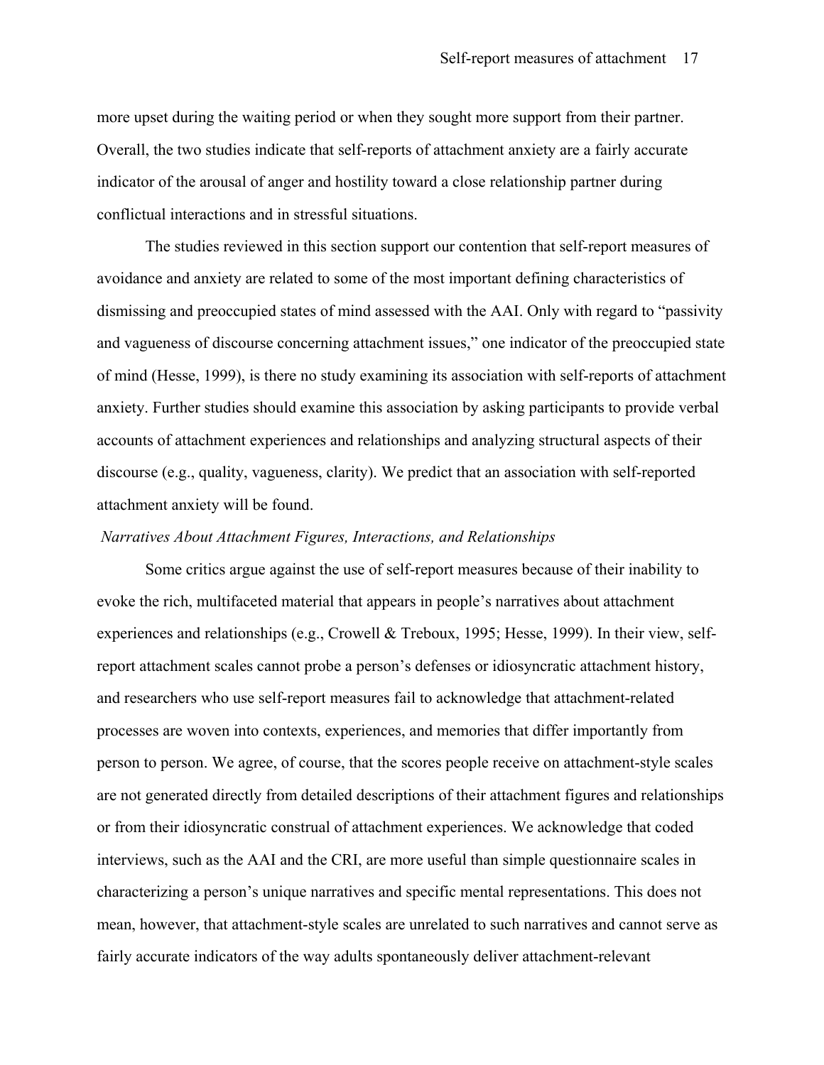more upset during the waiting period or when they sought more support from their partner. Overall, the two studies indicate that self-reports of attachment anxiety are a fairly accurate indicator of the arousal of anger and hostility toward a close relationship partner during conflictual interactions and in stressful situations.

The studies reviewed in this section support our contention that self-report measures of avoidance and anxiety are related to some of the most important defining characteristics of dismissing and preoccupied states of mind assessed with the AAI. Only with regard to "passivity and vagueness of discourse concerning attachment issues," one indicator of the preoccupied state of mind (Hesse, 1999), is there no study examining its association with self-reports of attachment anxiety. Further studies should examine this association by asking participants to provide verbal accounts of attachment experiences and relationships and analyzing structural aspects of their discourse (e.g., quality, vagueness, clarity). We predict that an association with self-reported attachment anxiety will be found.

### *Narratives About Attachment Figures, Interactions, and Relationships*

Some critics argue against the use of self-report measures because of their inability to evoke the rich, multifaceted material that appears in people's narratives about attachment experiences and relationships (e.g., Crowell & Treboux, 1995; Hesse, 1999). In their view, self-report attachment scales cannot probe a person's defenses or idiosyncratic attachment history, and researchers who use self-report measures fail to acknowledge that attachment-related processes are woven into contexts, experiences, and memories that differ importantly from person to person. We agree, of course, that the scores people receive on attachment-style scales are not generated directly from detailed descriptions of their attachment figures and relationships or from their idiosyncratic construal of attachment experiences. We acknowledge that coded interviews, such as the AAI and the CRI, are more useful than simple questionnaire scales in characterizing a person's unique narratives and specific mental representations. This does not mean, however, that attachment-style scales are unrelated to such narratives and cannot serve as fairly accurate indicators of the way adults spontaneously deliver attachment-relevant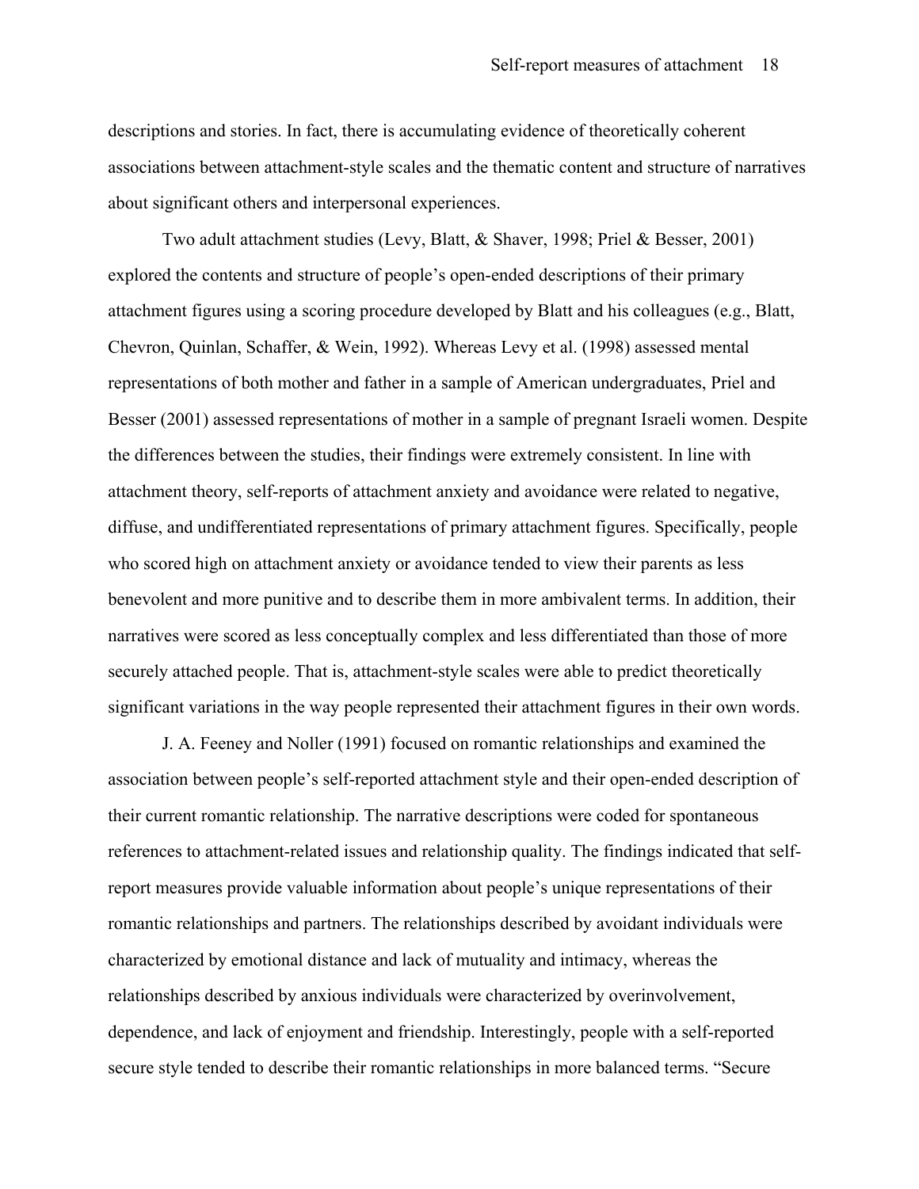descriptions and stories. In fact, there is accumulating evidence of theoretically coherent associations between attachment-style scales and the thematic content and structure of narratives about significant others and interpersonal experiences.

Two adult attachment studies (Levy, Blatt, & Shaver, 1998; Priel & Besser, 2001) explored the contents and structure of people's open-ended descriptions of their primary attachment figures using a scoring procedure developed by Blatt and his colleagues (e.g., Blatt, Chevron, Quinlan, Schaffer, & Wein, 1992). Whereas Levy et al. (1998) assessed mental representations of both mother and father in a sample of American undergraduates, Priel and Besser (2001) assessed representations of mother in a sample of pregnant Israeli women. Despite the differences between the studies, their findings were extremely consistent. In line with attachment theory, self-reports of attachment anxiety and avoidance were related to negative, diffuse, and undifferentiated representations of primary attachment figures. Specifically, people who scored high on attachment anxiety or avoidance tended to view their parents as less benevolent and more punitive and to describe them in more ambivalent terms. In addition, their narratives were scored as less conceptually complex and less differentiated than those of more securely attached people. That is, attachment-style scales were able to predict theoretically significant variations in the way people represented their attachment figures in their own words.

J. A. Feeney and Noller (1991) focused on romantic relationships and examined the association between people's self-reported attachment style and their open-ended description of their current romantic relationship. The narrative descriptions were coded for spontaneous references to attachment-related issues and relationship quality. The findings indicated that self-report measures provide valuable information about people's unique representations of their romantic relationships and partners. The relationships described by avoidant individuals were characterized by emotional distance and lack of mutuality and intimacy, whereas the relationships described by anxious individuals were characterized by overinvolvement, dependence, and lack of enjoyment and friendship. Interestingly, people with a self-reported secure style tended to describe their romantic relationships in more balanced terms. "Secure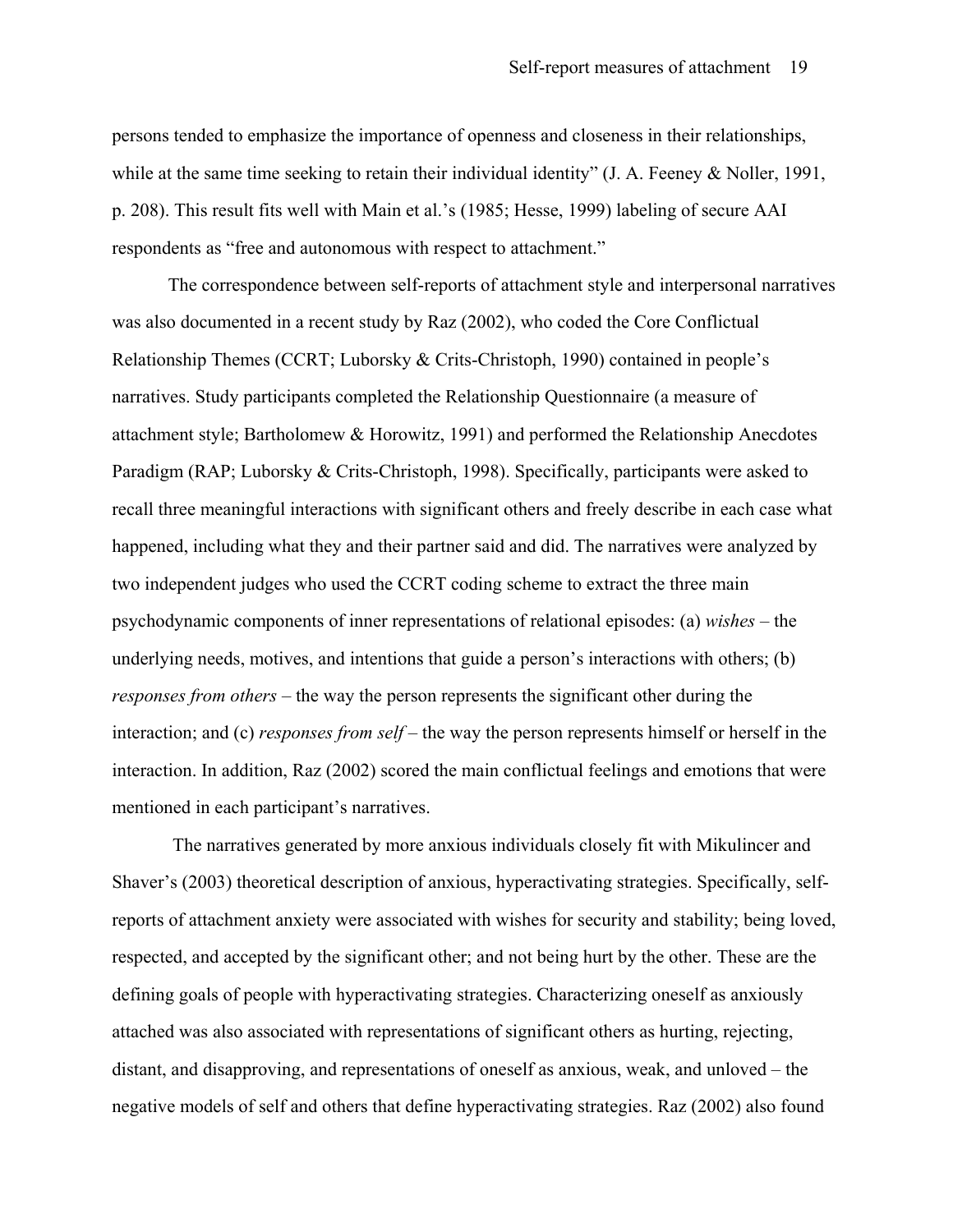persons tended to emphasize the importance of openness and closeness in their relationships, while at the same time seeking to retain their individual identity" (J. A. Feeney & Noller, 1991, p. 208). This result fits well with Main et al.'s (1985; Hesse, 1999) labeling of secure AAI respondents as "free and autonomous with respect to attachment."

The correspondence between self-reports of attachment style and interpersonal narratives was also documented in a recent study by Raz (2002), who coded the Core Conflictual Relationship Themes (CCRT; Luborsky & Crits-Christoph, 1990) contained in people's narratives. Study participants completed the Relationship Questionnaire (a measure of attachment style; Bartholomew & Horowitz, 1991) and performed the Relationship Anecdotes Paradigm (RAP; Luborsky & Crits-Christoph, 1998). Specifically, participants were asked to recall three meaningful interactions with significant others and freely describe in each case what happened, including what they and their partner said and did. The narratives were analyzed by two independent judges who used the CCRT coding scheme to extract the three main psychodynamic components of inner representations of relational episodes: (a) *wishes* – the underlying needs, motives, and intentions that guide a person's interactions with others; (b) *responses from others* – the way the person represents the significant other during the interaction; and (c) *responses from self* – the way the person represents himself or herself in the interaction. In addition, Raz (2002) scored the main conflictual feelings and emotions that were mentioned in each participant's narratives.

The narratives generated by more anxious individuals closely fit with Mikulincer and Shaver's (2003) theoretical description of anxious, hyperactivating strategies. Specifically, self-reports of attachment anxiety were associated with wishes for security and stability; being loved, respected, and accepted by the significant other; and not being hurt by the other. These are the defining goals of people with hyperactivating strategies. Characterizing oneself as anxiously attached was also associated with representations of significant others as hurting, rejecting, distant, and disapproving, and representations of oneself as anxious, weak, and unloved – the negative models of self and others that define hyperactivating strategies. Raz (2002) also found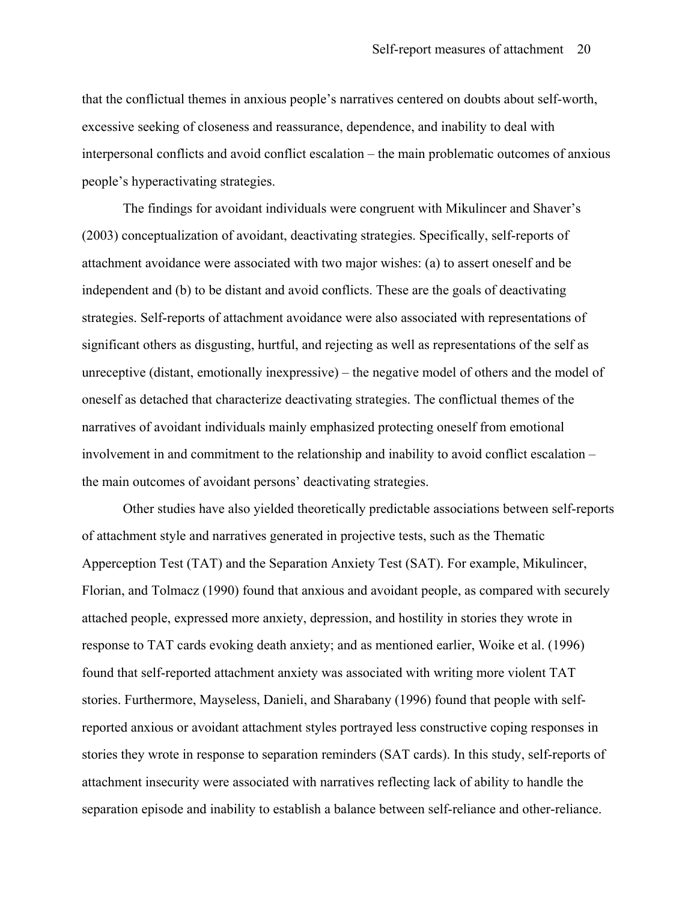that the conflictual themes in anxious people's narratives centered on doubts about self-worth, excessive seeking of closeness and reassurance, dependence, and inability to deal with interpersonal conflicts and avoid conflict escalation – the main problematic outcomes of anxious people's hyperactivating strategies.

The findings for avoidant individuals were congruent with Mikulincer and Shaver's (2003) conceptualization of avoidant, deactivating strategies. Specifically, self-reports of attachment avoidance were associated with two major wishes: (a) to assert oneself and be independent and (b) to be distant and avoid conflicts. These are the goals of deactivating strategies. Self-reports of attachment avoidance were also associated with representations of significant others as disgusting, hurtful, and rejecting as well as representations of the self as unreceptive (distant, emotionally inexpressive) – the negative model of others and the model of oneself as detached that characterize deactivating strategies. The conflictual themes of the narratives of avoidant individuals mainly emphasized protecting oneself from emotional involvement in and commitment to the relationship and inability to avoid conflict escalation – the main outcomes of avoidant persons' deactivating strategies.

Other studies have also yielded theoretically predictable associations between self-reports of attachment style and narratives generated in projective tests, such as the Thematic Apperception Test (TAT) and the Separation Anxiety Test (SAT). For example, Mikulincer, Florian, and Tolmacz (1990) found that anxious and avoidant people, as compared with securely attached people, expressed more anxiety, depression, and hostility in stories they wrote in response to TAT cards evoking death anxiety; and as mentioned earlier, Woike et al. (1996) found that self-reported attachment anxiety was associated with writing more violent TAT stories. Furthermore, Mayseless, Danieli, and Sharabany (1996) found that people with self-reported anxious or avoidant attachment styles portrayed less constructive coping responses in stories they wrote in response to separation reminders (SAT cards). In this study, self-reports of attachment insecurity were associated with narratives reflecting lack of ability to handle the separation episode and inability to establish a balance between self-reliance and other-reliance.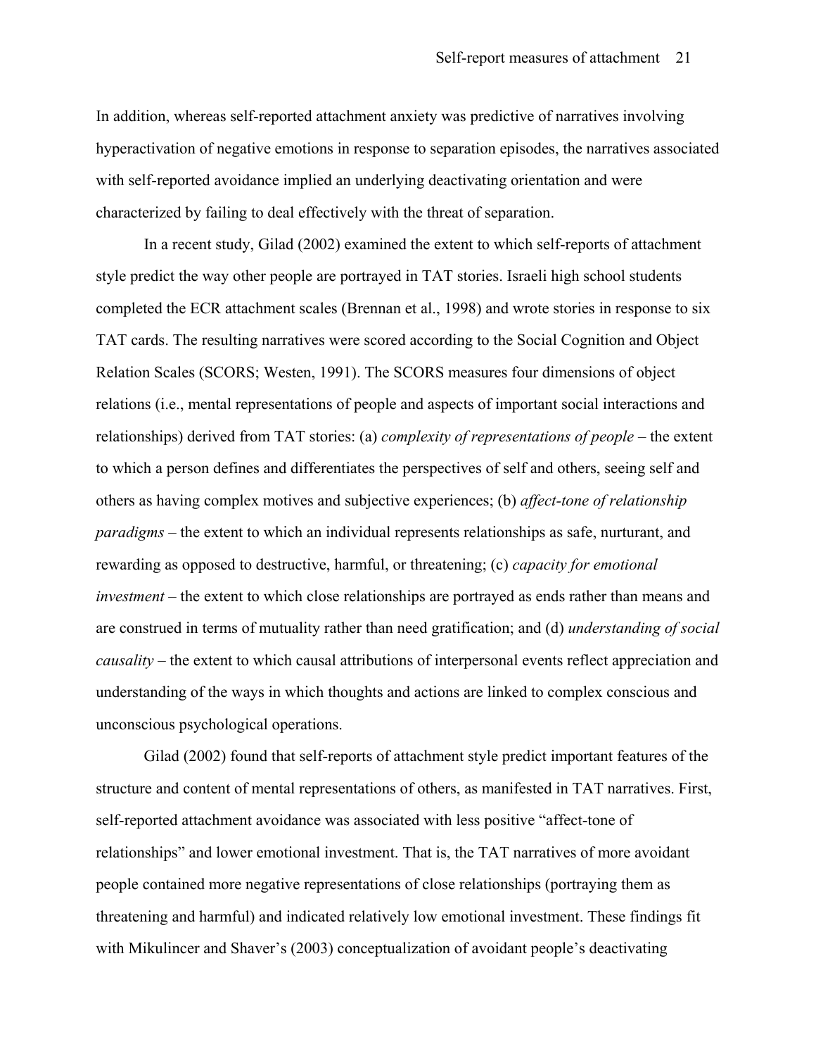In addition, whereas self-reported attachment anxiety was predictive of narratives involving hyperactivation of negative emotions in response to separation episodes, the narratives associated with self-reported avoidance implied an underlying deactivating orientation and were characterized by failing to deal effectively with the threat of separation.

In a recent study, Gilad (2002) examined the extent to which self-reports of attachment style predict the way other people are portrayed in TAT stories. Israeli high school students completed the ECR attachment scales (Brennan et al., 1998) and wrote stories in response to six TAT cards. The resulting narratives were scored according to the Social Cognition and Object Relation Scales (SCORS; Westen, 1991). The SCORS measures four dimensions of object relations (i.e., mental representations of people and aspects of important social interactions and relationships) derived from TAT stories: (a) *complexity of representations of people* – the extent to which a person defines and differentiates the perspectives of self and others, seeing self and others as having complex motives and subjective experiences; (b) *affect-tone of relationship paradigms* – the extent to which an individual represents relationships as safe, nurturant, and rewarding as opposed to destructive, harmful, or threatening; (c) *capacity for emotional investment* – the extent to which close relationships are portrayed as ends rather than means and are construed in terms of mutuality rather than need gratification; and (d) *understanding of social causality* – the extent to which causal attributions of interpersonal events reflect appreciation and understanding of the ways in which thoughts and actions are linked to complex conscious and unconscious psychological operations.

Gilad (2002) found that self-reports of attachment style predict important features of the structure and content of mental representations of others, as manifested in TAT narratives. First, self-reported attachment avoidance was associated with less positive "affect-tone of relationships" and lower emotional investment. That is, the TAT narratives of more avoidant people contained more negative representations of close relationships (portraying them as threatening and harmful) and indicated relatively low emotional investment. These findings fit with Mikulincer and Shaver's (2003) conceptualization of avoidant people's deactivating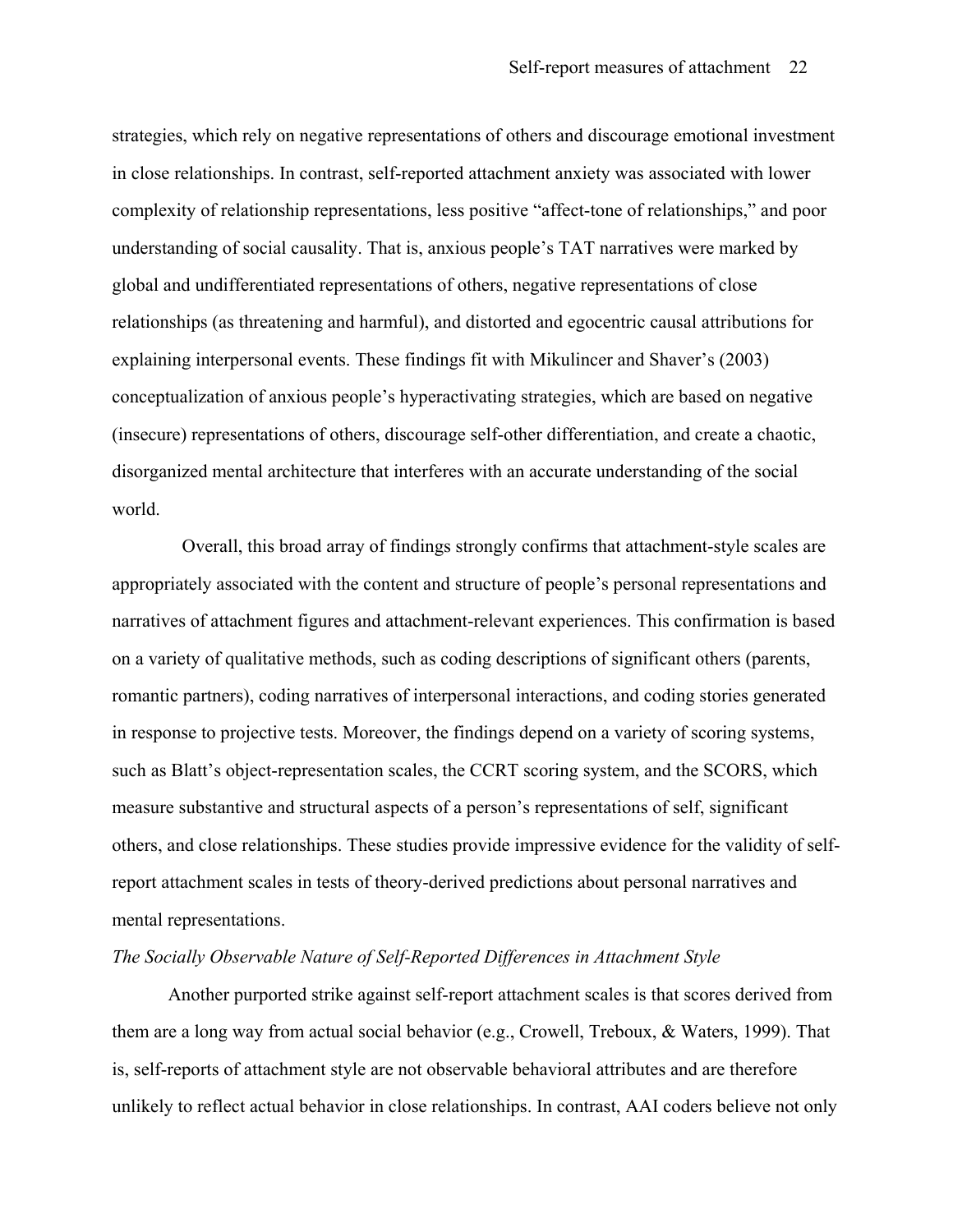strategies, which rely on negative representations of others and discourage emotional investment in close relationships. In contrast, self-reported attachment anxiety was associated with lower complexity of relationship representations, less positive "affect-tone of relationships," and poor understanding of social causality. That is, anxious people's TAT narratives were marked by global and undifferentiated representations of others, negative representations of close relationships (as threatening and harmful), and distorted and egocentric causal attributions for explaining interpersonal events. These findings fit with Mikulincer and Shaver's (2003) conceptualization of anxious people's hyperactivating strategies, which are based on negative (insecure) representations of others, discourage self-other differentiation, and create a chaotic, disorganized mental architecture that interferes with an accurate understanding of the social world.

Overall, this broad array of findings strongly confirms that attachment-style scales are appropriately associated with the content and structure of people's personal representations and narratives of attachment figures and attachment-relevant experiences. This confirmation is based on a variety of qualitative methods, such as coding descriptions of significant others (parents, romantic partners), coding narratives of interpersonal interactions, and coding stories generated in response to projective tests. Moreover, the findings depend on a variety of scoring systems, such as Blatt's object-representation scales, the CCRT scoring system, and the SCORS, which measure substantive and structural aspects of a person's representations of self, significant others, and close relationships. These studies provide impressive evidence for the validity of self-report attachment scales in tests of theory-derived predictions about personal narratives and mental representations.

*The Socially Observable Nature of Self-Reported Differences in Attachment Style*

Another purported strike against self-report attachment scales is that scores derived from them are a long way from actual social behavior (e.g., Crowell, Treboux, & Waters, 1999). That is, self-reports of attachment style are not observable behavioral attributes and are therefore unlikely to reflect actual behavior in close relationships. In contrast, AAI coders believe not only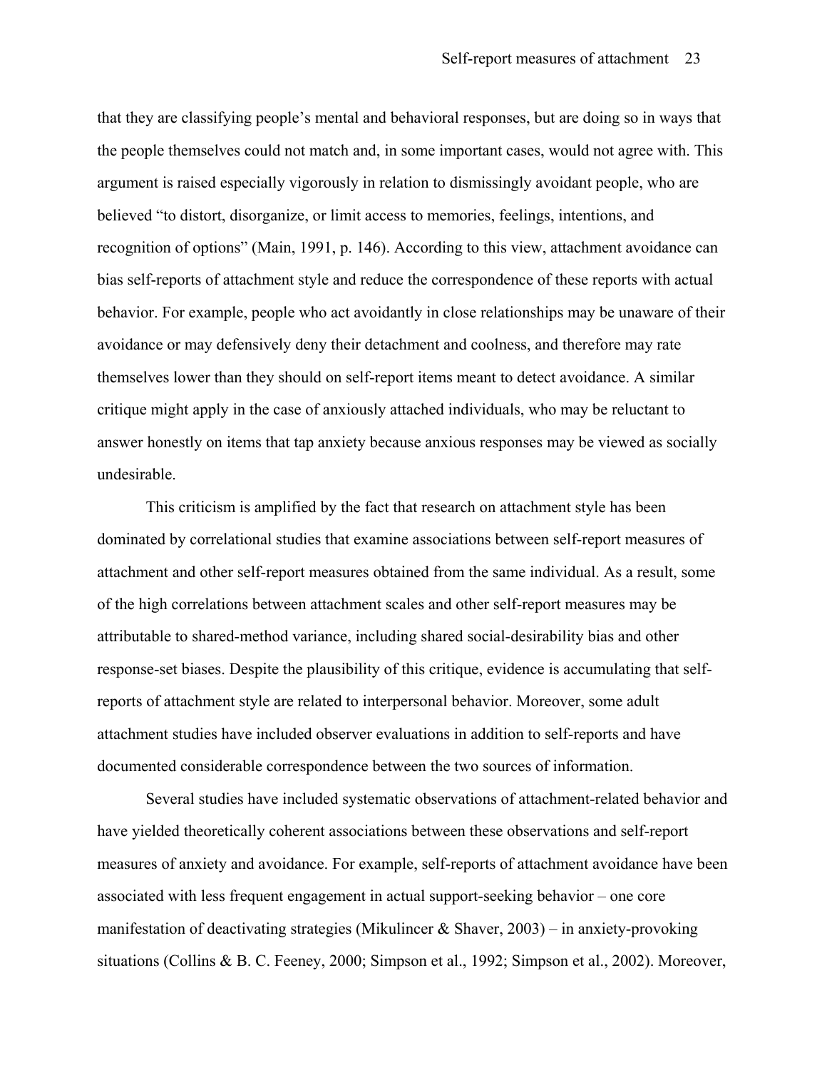that they are classifying people's mental and behavioral responses, but are doing so in ways that the people themselves could not match and, in some important cases, would not agree with. This argument is raised especially vigorously in relation to dismissingly avoidant people, who are believed "to distort, disorganize, or limit access to memories, feelings, intentions, and recognition of options" (Main, 1991, p. 146). According to this view, attachment avoidance can bias self-reports of attachment style and reduce the correspondence of these reports with actual behavior. For example, people who act avoidantly in close relationships may be unaware of their avoidance or may defensively deny their detachment and coolness, and therefore may rate themselves lower than they should on self-report items meant to detect avoidance. A similar critique might apply in the case of anxiously attached individuals, who may be reluctant to answer honestly on items that tap anxiety because anxious responses may be viewed as socially undesirable.

This criticism is amplified by the fact that research on attachment style has been dominated by correlational studies that examine associations between self-report measures of attachment and other self-report measures obtained from the same individual. As a result, some of the high correlations between attachment scales and other self-report measures may be attributable to shared-method variance, including shared social-desirability bias and other response-set biases. Despite the plausibility of this critique, evidence is accumulating that self-reports of attachment style are related to interpersonal behavior. Moreover, some adult attachment studies have included observer evaluations in addition to self-reports and have documented considerable correspondence between the two sources of information.

Several studies have included systematic observations of attachment-related behavior and have yielded theoretically coherent associations between these observations and self-report measures of anxiety and avoidance. For example, self-reports of attachment avoidance have been associated with less frequent engagement in actual support-seeking behavior – one core manifestation of deactivating strategies (Mikulincer & Shaver, 2003) – in anxiety-provoking situations (Collins & B. C. Feeney, 2000; Simpson et al., 1992; Simpson et al., 2002). Moreover,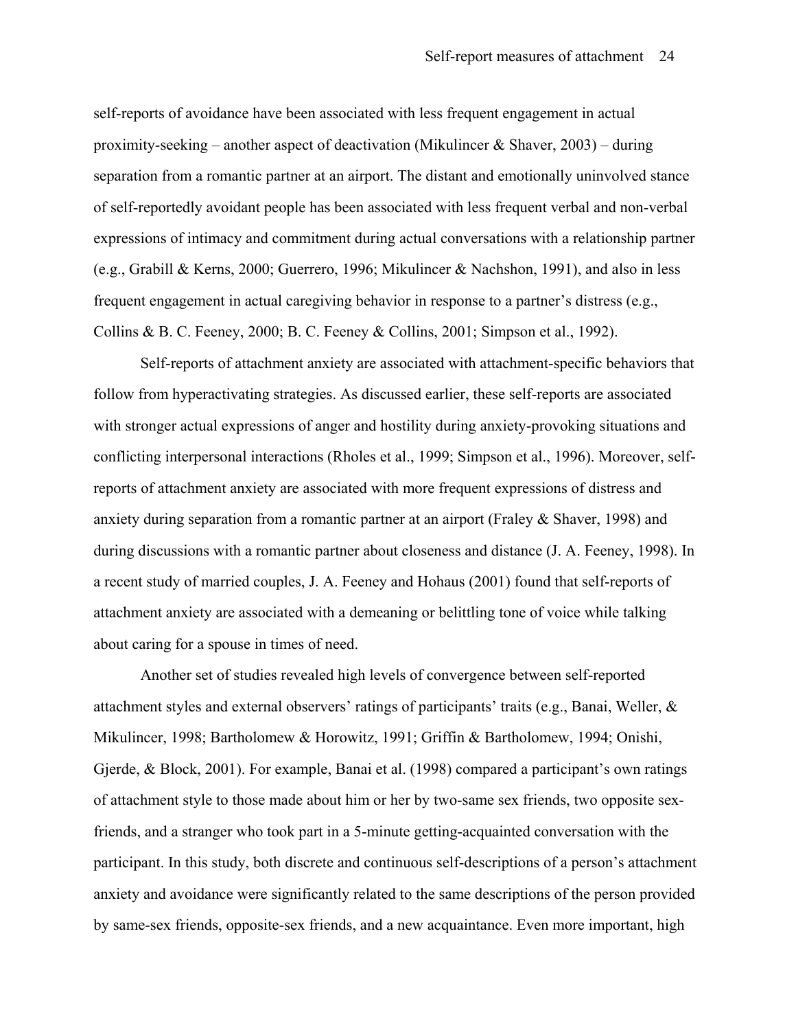self-reports of avoidance have been associated with less frequent engagement in actual proximity-seeking – another aspect of deactivation (Mikulincer & Shaver, 2003) – during separation from a romantic partner at an airport. The distant and emotionally uninvolved stance of self-reportedly avoidant people has been associated with less frequent verbal and non-verbal expressions of intimacy and commitment during actual conversations with a relationship partner (e.g., Grabill & Kerns, 2000; Guerrero, 1996; Mikulincer & Nachshon, 1991), and also in less frequent engagement in actual caregiving behavior in response to a partner's distress (e.g., Collins & B. C. Feeney, 2000; B. C. Feeney & Collins, 2001; Simpson et al., 1992).

Self-reports of attachment anxiety are associated with attachment-specific behaviors that follow from hyperactivating strategies. As discussed earlier, these self-reports are associated with stronger actual expressions of anger and hostility during anxiety-provoking situations and conflicting interpersonal interactions (Rholes et al., 1999; Simpson et al., 1996). Moreover, self-reports of attachment anxiety are associated with more frequent expressions of distress and anxiety during separation from a romantic partner at an airport (Fraley & Shaver, 1998) and during discussions with a romantic partner about closeness and distance (J. A. Feeney, 1998). In a recent study of married couples, J. A. Feeney and Hohaus (2001) found that self-reports of attachment anxiety are associated with a demeaning or belittling tone of voice while talking about caring for a spouse in times of need.

Another set of studies revealed high levels of convergence between self-reported attachment styles and external observers' ratings of participants' traits (e.g., Banai, Weller, & Mikulincer, 1998; Bartholomew & Horowitz, 1991; Griffin & Bartholomew, 1994; Onishi, Gjerde, & Block, 2001). For example, Banai et al. (1998) compared a participant's own ratings of attachment style to those made about him or her by two-same sex friends, two opposite sex-friends, and a stranger who took part in a 5-minute getting-acquainted conversation with the participant. In this study, both discrete and continuous self-descriptions of a person's attachment anxiety and avoidance were significantly related to the same descriptions of the person provided by same-sex friends, opposite-sex friends, and a new acquaintance. Even more important, high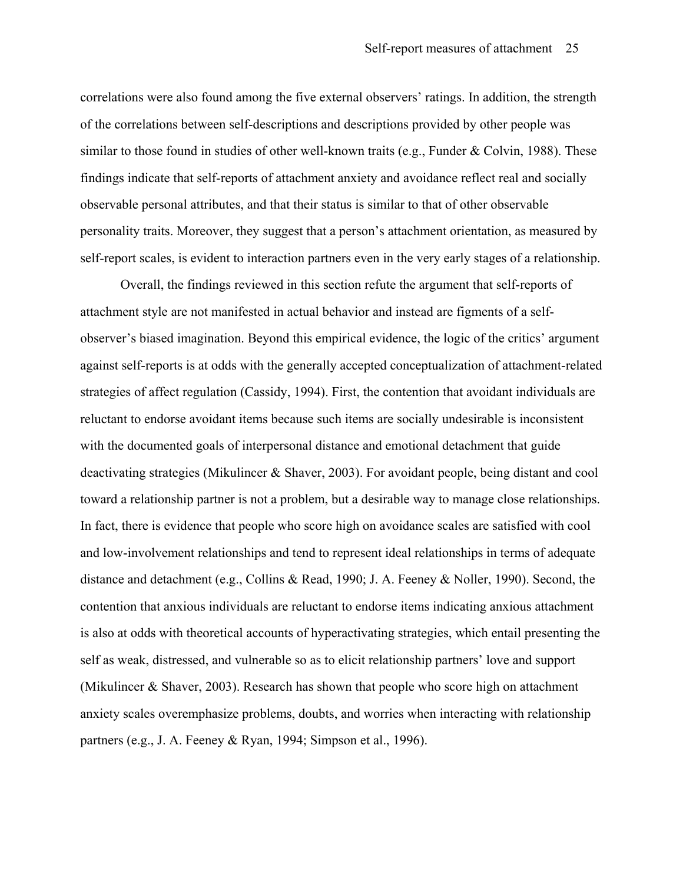correlations were also found among the five external observers' ratings. In addition, the strength of the correlations between self-descriptions and descriptions provided by other people was similar to those found in studies of other well-known traits (e.g., Funder & Colvin, 1988). These findings indicate that self-reports of attachment anxiety and avoidance reflect real and socially observable personal attributes, and that their status is similar to that of other observable personality traits. Moreover, they suggest that a person's attachment orientation, as measured by self-report scales, is evident to interaction partners even in the very early stages of a relationship.

Overall, the findings reviewed in this section refute the argument that self-reports of attachment style are not manifested in actual behavior and instead are figments of a self-observer's biased imagination. Beyond this empirical evidence, the logic of the critics' argument against self-reports is at odds with the generally accepted conceptualization of attachment-related strategies of affect regulation (Cassidy, 1994). First, the contention that avoidant individuals are reluctant to endorse avoidant items because such items are socially undesirable is inconsistent with the documented goals of interpersonal distance and emotional detachment that guide deactivating strategies (Mikulincer & Shaver, 2003). For avoidant people, being distant and cool toward a relationship partner is not a problem, but a desirable way to manage close relationships. In fact, there is evidence that people who score high on avoidance scales are satisfied with cool and low-involvement relationships and tend to represent ideal relationships in terms of adequate distance and detachment (e.g., Collins & Read, 1990; J. A. Feeney & Noller, 1990). Second, the contention that anxious individuals are reluctant to endorse items indicating anxious attachment is also at odds with theoretical accounts of hyperactivating strategies, which entail presenting the self as weak, distressed, and vulnerable so as to elicit relationship partners' love and support (Mikulincer & Shaver, 2003). Research has shown that people who score high on attachment anxiety scales overemphasize problems, doubts, and worries when interacting with relationship partners (e.g., J. A. Feeney & Ryan, 1994; Simpson et al., 1996).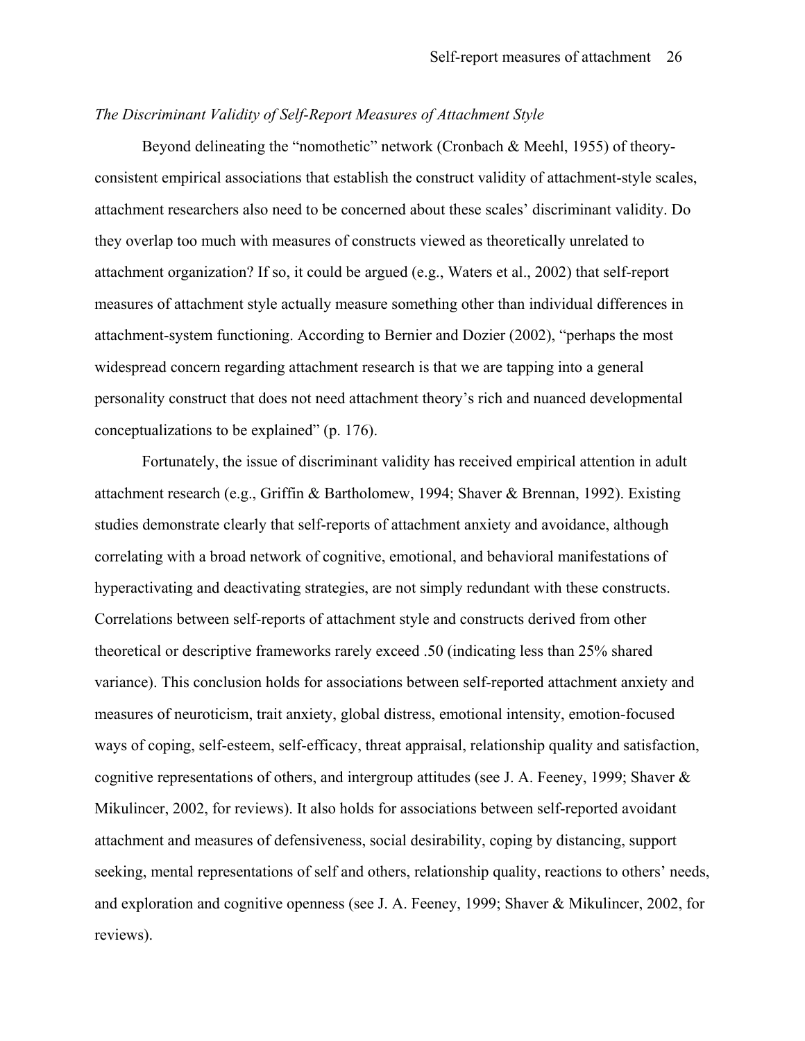*The Discriminant Validity of Self-Report Measures of Attachment Style*

Beyond delineating the "nomothetic" network (Cronbach & Meehl, 1955) of theory-consistent empirical associations that establish the construct validity of attachment-style scales, attachment researchers also need to be concerned about these scales' discriminant validity. Do they overlap too much with measures of constructs viewed as theoretically unrelated to attachment organization? If so, it could be argued (e.g., Waters et al., 2002) that self-report measures of attachment style actually measure something other than individual differences in attachment-system functioning. According to Bernier and Dozier (2002), "perhaps the most widespread concern regarding attachment research is that we are tapping into a general personality construct that does not need attachment theory's rich and nuanced developmental conceptualizations to be explained" (p. 176).

Fortunately, the issue of discriminant validity has received empirical attention in adult attachment research (e.g., Griffin & Bartholomew, 1994; Shaver & Brennan, 1992). Existing studies demonstrate clearly that self-reports of attachment anxiety and avoidance, although correlating with a broad network of cognitive, emotional, and behavioral manifestations of hyperactivating and deactivating strategies, are not simply redundant with these constructs. Correlations between self-reports of attachment style and constructs derived from other theoretical or descriptive frameworks rarely exceed .50 (indicating less than 25% shared variance). This conclusion holds for associations between self-reported attachment anxiety and measures of neuroticism, trait anxiety, global distress, emotional intensity, emotion-focused ways of coping, self-esteem, self-efficacy, threat appraisal, relationship quality and satisfaction, cognitive representations of others, and intergroup attitudes (see J. A. Feeney, 1999; Shaver & Mikulincer, 2002, for reviews). It also holds for associations between self-reported avoidant attachment and measures of defensiveness, social desirability, coping by distancing, support seeking, mental representations of self and others, relationship quality, reactions to others' needs, and exploration and cognitive openness (see J. A. Feeney, 1999; Shaver & Mikulincer, 2002, for reviews).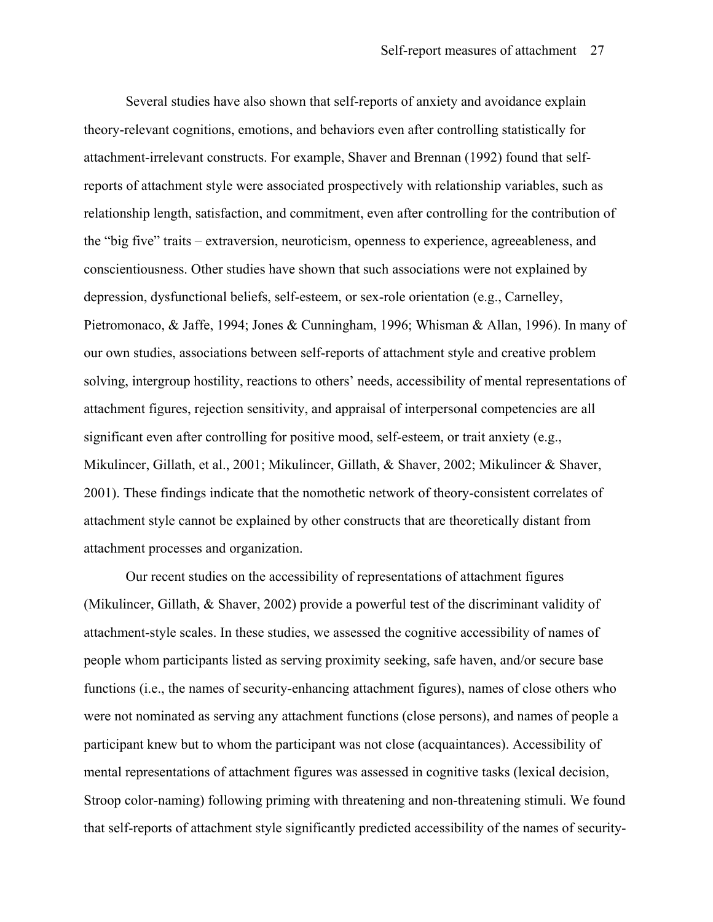Several studies have also shown that self-reports of anxiety and avoidance explain theory-relevant cognitions, emotions, and behaviors even after controlling statistically for attachment-irrelevant constructs. For example, Shaver and Brennan (1992) found that self-reports of attachment style were associated prospectively with relationship variables, such as relationship length, satisfaction, and commitment, even after controlling for the contribution of the "big five" traits – extraversion, neuroticism, openness to experience, agreeableness, and conscientiousness. Other studies have shown that such associations were not explained by depression, dysfunctional beliefs, self-esteem, or sex-role orientation (e.g., Carnelley, Pietromonaco, & Jaffe, 1994; Jones & Cunningham, 1996; Whisman & Allan, 1996). In many of our own studies, associations between self-reports of attachment style and creative problem solving, intergroup hostility, reactions to others' needs, accessibility of mental representations of attachment figures, rejection sensitivity, and appraisal of interpersonal competencies are all significant even after controlling for positive mood, self-esteem, or trait anxiety (e.g., Mikulincer, Gillath, et al., 2001; Mikulincer, Gillath, & Shaver, 2002; Mikulincer & Shaver, 2001). These findings indicate that the nomothetic network of theory-consistent correlates of attachment style cannot be explained by other constructs that are theoretically distant from attachment processes and organization.

Our recent studies on the accessibility of representations of attachment figures (Mikulincer, Gillath, & Shaver, 2002) provide a powerful test of the discriminant validity of attachment-style scales. In these studies, we assessed the cognitive accessibility of names of people whom participants listed as serving proximity seeking, safe haven, and/or secure base functions (i.e., the names of security-enhancing attachment figures), names of close others who were not nominated as serving any attachment functions (close persons), and names of people a participant knew but to whom the participant was not close (acquaintances). Accessibility of mental representations of attachment figures was assessed in cognitive tasks (lexical decision, Stroop color-naming) following priming with threatening and non-threatening stimuli. We found that self-reports of attachment style significantly predicted accessibility of the names of security-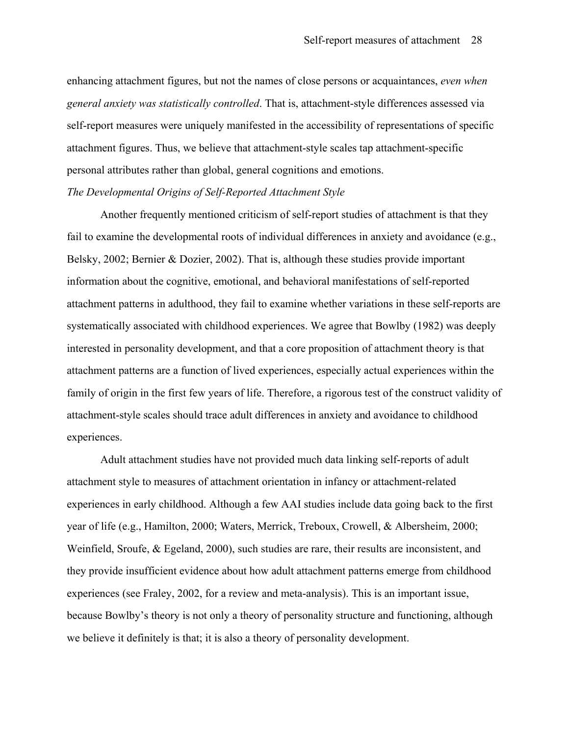enhancing attachment figures, but not the names of close persons or acquaintances, *even when general anxiety was statistically controlled*. That is, attachment-style differences assessed via self-report measures were uniquely manifested in the accessibility of representations of specific attachment figures. Thus, we believe that attachment-style scales tap attachment-specific personal attributes rather than global, general cognitions and emotions.

*The Developmental Origins of Self-Reported Attachment Style*

Another frequently mentioned criticism of self-report studies of attachment is that they fail to examine the developmental roots of individual differences in anxiety and avoidance (e.g., Belsky, 2002; Bernier & Dozier, 2002). That is, although these studies provide important information about the cognitive, emotional, and behavioral manifestations of self-reported attachment patterns in adulthood, they fail to examine whether variations in these self-reports are systematically associated with childhood experiences. We agree that Bowlby (1982) was deeply interested in personality development, and that a core proposition of attachment theory is that attachment patterns are a function of lived experiences, especially actual experiences within the family of origin in the first few years of life. Therefore, a rigorous test of the construct validity of attachment-style scales should trace adult differences in anxiety and avoidance to childhood experiences.

Adult attachment studies have not provided much data linking self-reports of adult attachment style to measures of attachment orientation in infancy or attachment-related experiences in early childhood. Although a few AAI studies include data going back to the first year of life (e.g., Hamilton, 2000; Waters, Merrick, Treboux, Crowell, & Albersheim, 2000; Weinfield, Sroufe, & Egeland, 2000), such studies are rare, their results are inconsistent, and they provide insufficient evidence about how adult attachment patterns emerge from childhood experiences (see Fraley, 2002, for a review and meta-analysis). This is an important issue, because Bowlby's theory is not only a theory of personality structure and functioning, although we believe it definitely is that; it is also a theory of personality development.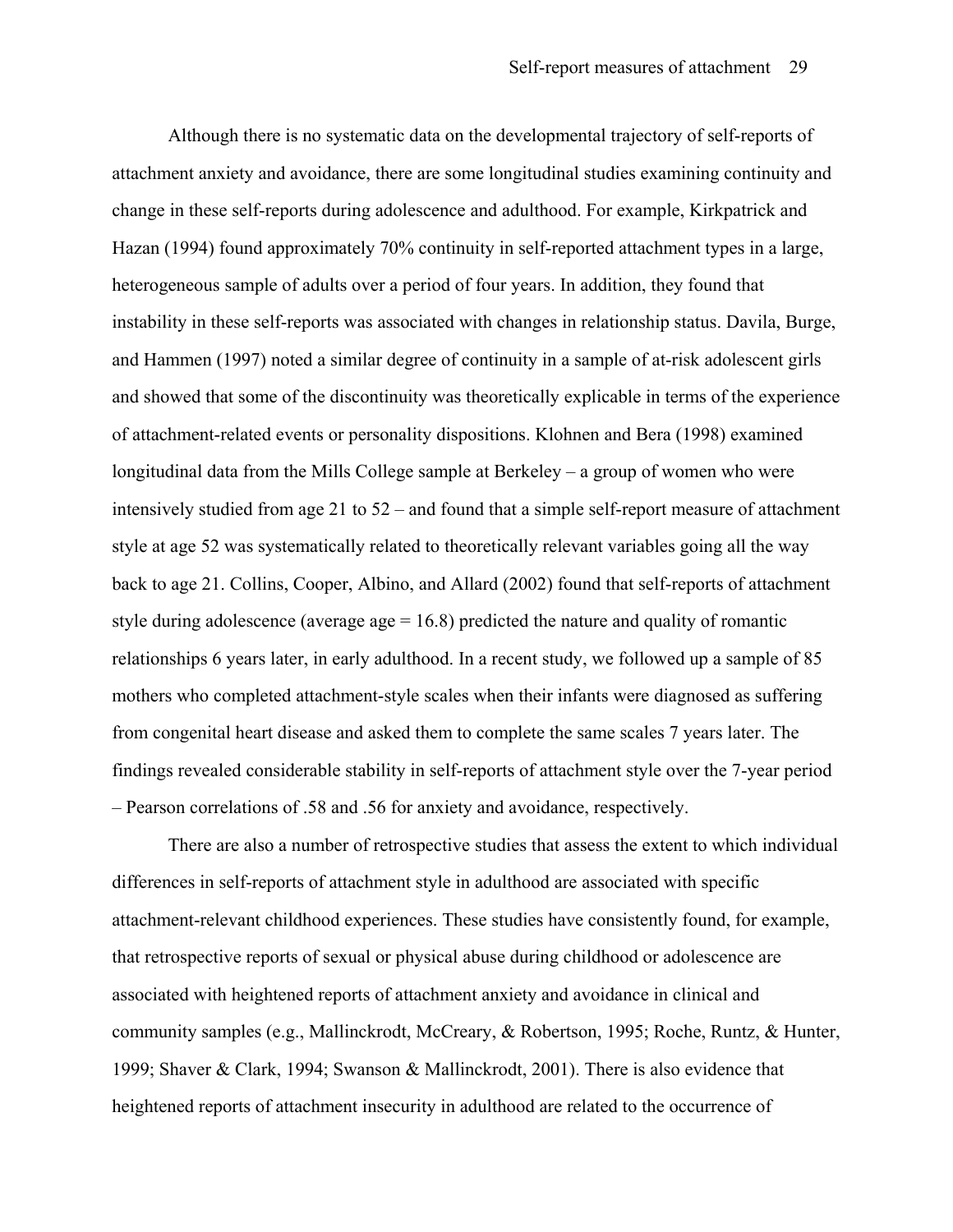Although there is no systematic data on the developmental trajectory of self-reports of attachment anxiety and avoidance, there are some longitudinal studies examining continuity and change in these self-reports during adolescence and adulthood. For example, Kirkpatrick and Hazan (1994) found approximately 70% continuity in self-reported attachment types in a large, heterogeneous sample of adults over a period of four years. In addition, they found that instability in these self-reports was associated with changes in relationship status. Davila, Burge, and Hammen (1997) noted a similar degree of continuity in a sample of at-risk adolescent girls and showed that some of the discontinuity was theoretically explicable in terms of the experience of attachment-related events or personality dispositions. Klohnen and Bera (1998) examined longitudinal data from the Mills College sample at Berkeley – a group of women who were intensively studied from age 21 to 52 – and found that a simple self-report measure of attachment style at age 52 was systematically related to theoretically relevant variables going all the way back to age 21. Collins, Cooper, Albino, and Allard (2002) found that self-reports of attachment style during adolescence (average age = 16.8) predicted the nature and quality of romantic relationships 6 years later, in early adulthood. In a recent study, we followed up a sample of 85 mothers who completed attachment-style scales when their infants were diagnosed as suffering from congenital heart disease and asked them to complete the same scales 7 years later. The findings revealed considerable stability in self-reports of attachment style over the 7-year period – Pearson correlations of .58 and .56 for anxiety and avoidance, respectively.

There are also a number of retrospective studies that assess the extent to which individual differences in self-reports of attachment style in adulthood are associated with specific attachment-relevant childhood experiences. These studies have consistently found, for example, that retrospective reports of sexual or physical abuse during childhood or adolescence are associated with heightened reports of attachment anxiety and avoidance in clinical and community samples (e.g., Mallinckrodt, McCreary, & Robertson, 1995; Roche, Runtz, & Hunter, 1999; Shaver & Clark, 1994; Swanson & Mallinckrodt, 2001). There is also evidence that heightened reports of attachment insecurity in adulthood are related to the occurrence of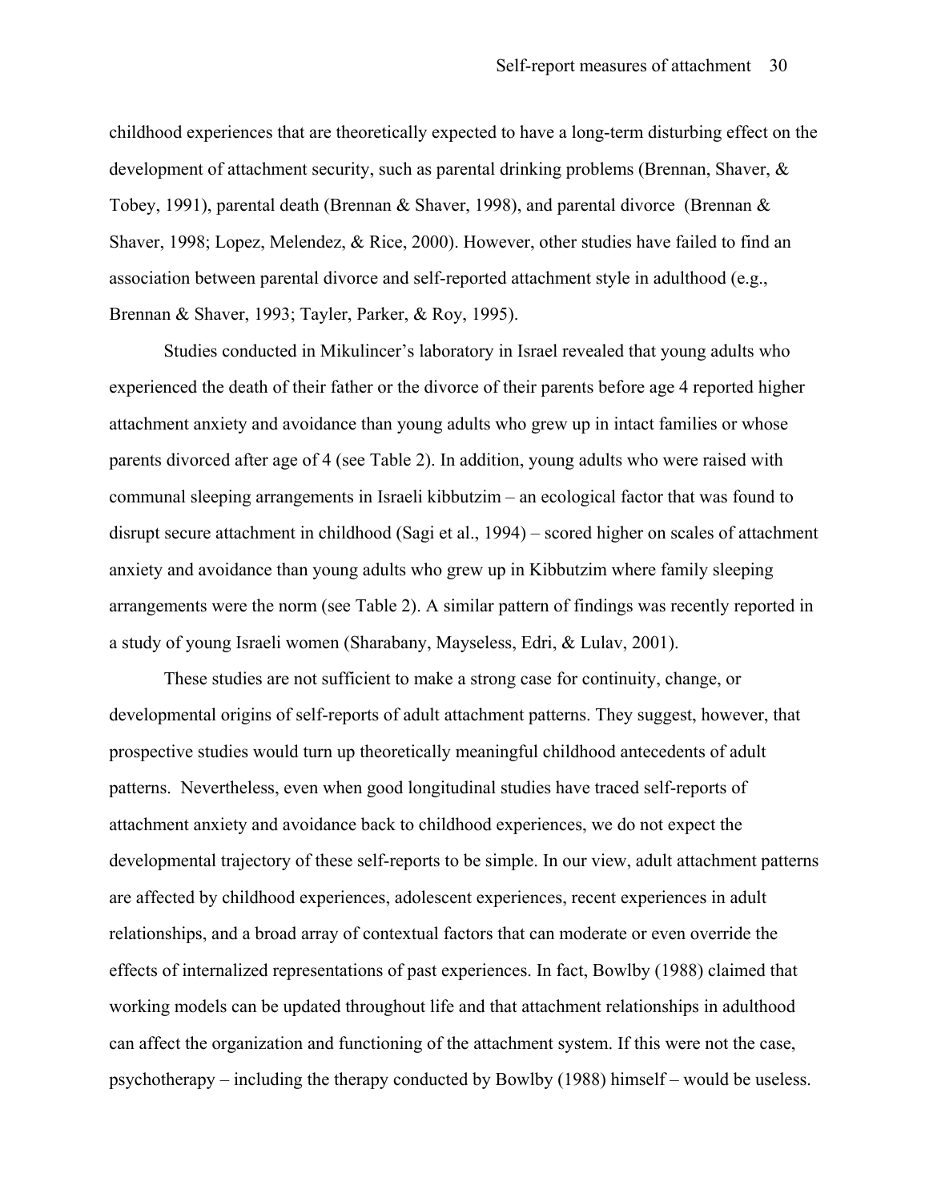childhood experiences that are theoretically expected to have a long-term disturbing effect on the development of attachment security, such as parental drinking problems (Brennan, Shaver, & Tobey, 1991), parental death (Brennan & Shaver, 1998), and parental divorce (Brennan & Shaver, 1998; Lopez, Melendez, & Rice, 2000). However, other studies have failed to find an association between parental divorce and self-reported attachment style in adulthood (e.g., Brennan & Shaver, 1993; Tayler, Parker, & Roy, 1995).

Studies conducted in Mikulincer's laboratory in Israel revealed that young adults who experienced the death of their father or the divorce of their parents before age 4 reported higher attachment anxiety and avoidance than young adults who grew up in intact families or whose parents divorced after age of 4 (see Table 2). In addition, young adults who were raised with communal sleeping arrangements in Israeli kibbutzim – an ecological factor that was found to disrupt secure attachment in childhood (Sagi et al., 1994) – scored higher on scales of attachment anxiety and avoidance than young adults who grew up in Kibbutzim where family sleeping arrangements were the norm (see Table 2). A similar pattern of findings was recently reported in a study of young Israeli women (Sharabany, Mayseless, Edri, & Lulav, 2001).

These studies are not sufficient to make a strong case for continuity, change, or developmental origins of self-reports of adult attachment patterns. They suggest, however, that prospective studies would turn up theoretically meaningful childhood antecedents of adult patterns. Nevertheless, even when good longitudinal studies have traced self-reports of attachment anxiety and avoidance back to childhood experiences, we do not expect the developmental trajectory of these self-reports to be simple. In our view, adult attachment patterns are affected by childhood experiences, adolescent experiences, recent experiences in adult relationships, and a broad array of contextual factors that can moderate or even override the effects of internalized representations of past experiences. In fact, Bowlby (1988) claimed that working models can be updated throughout life and that attachment relationships in adulthood can affect the organization and functioning of the attachment system. If this were not the case, psychotherapy – including the therapy conducted by Bowlby (1988) himself – would be useless.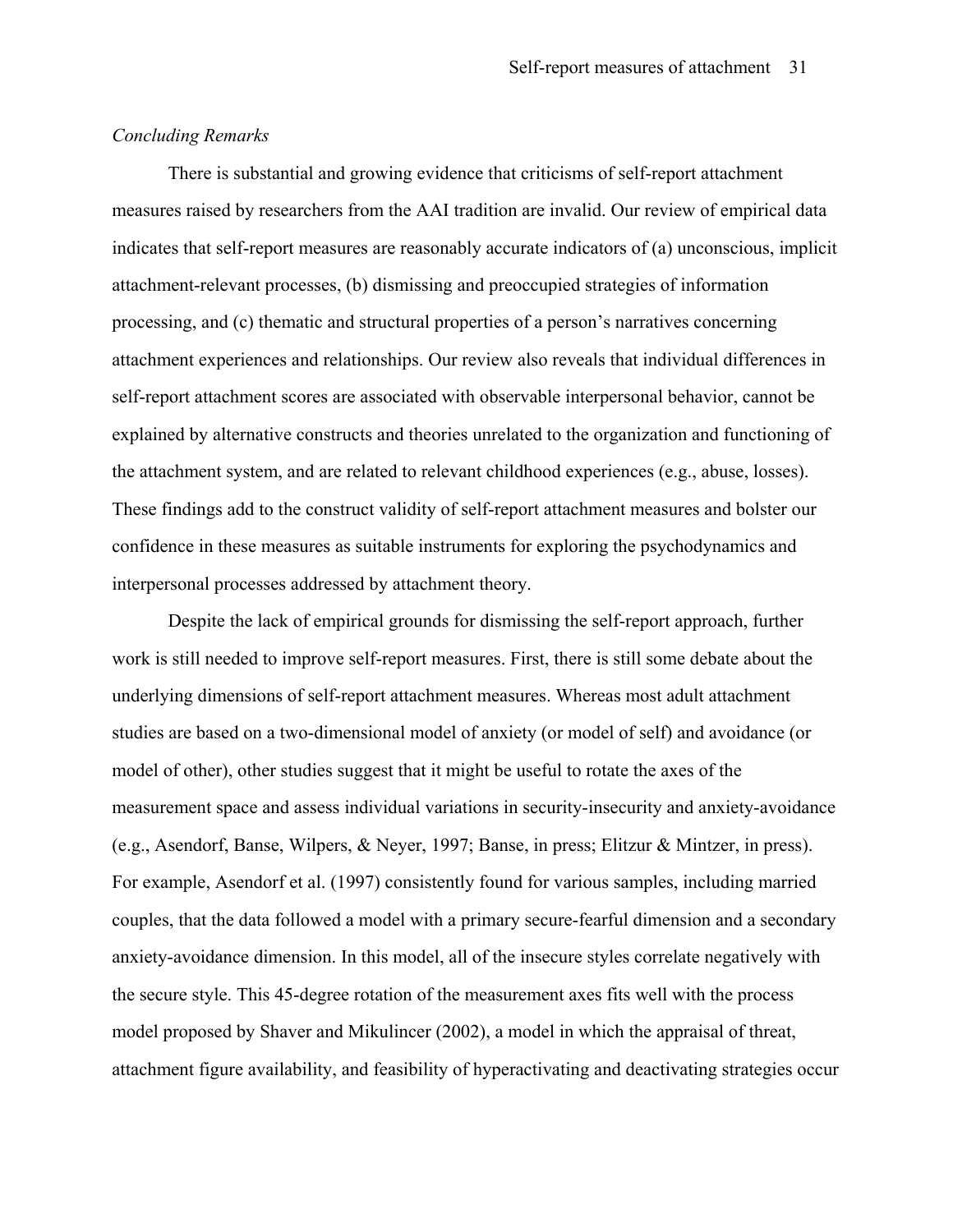*Concluding Remarks*

There is substantial and growing evidence that criticisms of self-report attachment measures raised by researchers from the AAI tradition are invalid. Our review of empirical data indicates that self-report measures are reasonably accurate indicators of (a) unconscious, implicit attachment-relevant processes, (b) dismissing and preoccupied strategies of information processing, and (c) thematic and structural properties of a person's narratives concerning attachment experiences and relationships. Our review also reveals that individual differences in self-report attachment scores are associated with observable interpersonal behavior, cannot be explained by alternative constructs and theories unrelated to the organization and functioning of the attachment system, and are related to relevant childhood experiences (e.g., abuse, losses). These findings add to the construct validity of self-report attachment measures and bolster our confidence in these measures as suitable instruments for exploring the psychodynamics and interpersonal processes addressed by attachment theory.

Despite the lack of empirical grounds for dismissing the self-report approach, further work is still needed to improve self-report measures. First, there is still some debate about the underlying dimensions of self-report attachment measures. Whereas most adult attachment studies are based on a two-dimensional model of anxiety (or model of self) and avoidance (or model of other), other studies suggest that it might be useful to rotate the axes of the measurement space and assess individual variations in security-insecurity and anxiety-avoidance (e.g., Asendorf, Banse, Wilpers, & Neyer, 1997; Banse, in press; Elitzur & Mintzer, in press). For example, Asendorf et al. (1997) consistently found for various samples, including married couples, that the data followed a model with a primary secure-fearful dimension and a secondary anxiety-avoidance dimension. In this model, all of the insecure styles correlate negatively with the secure style. This 45-degree rotation of the measurement axes fits well with the process model proposed by Shaver and Mikulincer (2002), a model in which the appraisal of threat, attachment figure availability, and feasibility of hyperactivating and deactivating strategies occur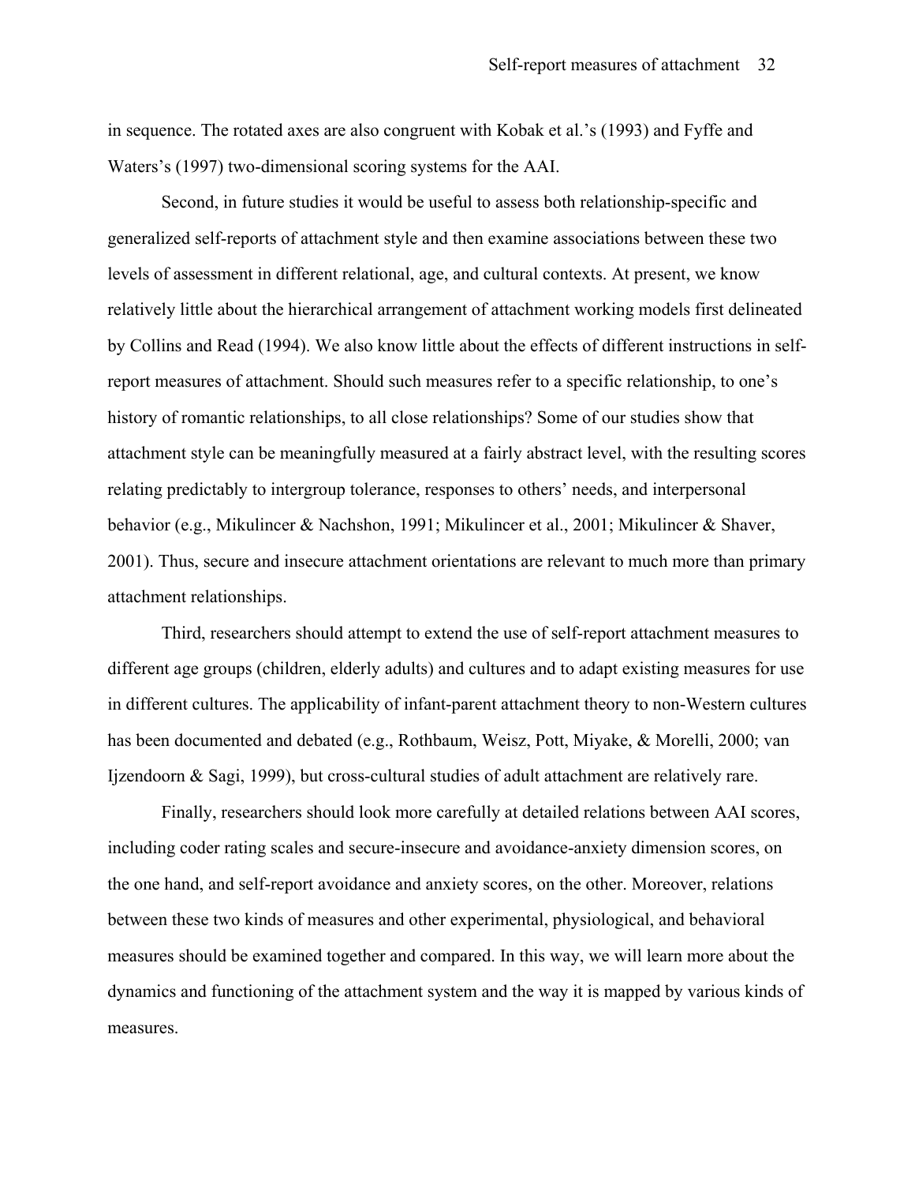in sequence. The rotated axes are also congruent with Kobak et al.'s (1993) and Fyffe and Waters's (1997) two-dimensional scoring systems for the AAI.

Second, in future studies it would be useful to assess both relationship-specific and generalized self-reports of attachment style and then examine associations between these two levels of assessment in different relational, age, and cultural contexts. At present, we know relatively little about the hierarchical arrangement of attachment working models first delineated by Collins and Read (1994). We also know little about the effects of different instructions in self-report measures of attachment. Should such measures refer to a specific relationship, to one's history of romantic relationships, to all close relationships? Some of our studies show that attachment style can be meaningfully measured at a fairly abstract level, with the resulting scores relating predictably to intergroup tolerance, responses to others' needs, and interpersonal behavior (e.g., Mikulincer & Nachshon, 1991; Mikulincer et al., 2001; Mikulincer & Shaver, 2001). Thus, secure and insecure attachment orientations are relevant to much more than primary attachment relationships.

Third, researchers should attempt to extend the use of self-report attachment measures to different age groups (children, elderly adults) and cultures and to adapt existing measures for use in different cultures. The applicability of infant-parent attachment theory to non-Western cultures has been documented and debated (e.g., Rothbaum, Weisz, Pott, Miyake, & Morelli, 2000; van Ijzendoorn & Sagi, 1999), but cross-cultural studies of adult attachment are relatively rare.

Finally, researchers should look more carefully at detailed relations between AAI scores, including coder rating scales and secure-insecure and avoidance-anxiety dimension scores, on the one hand, and self-report avoidance and anxiety scores, on the other. Moreover, relations between these two kinds of measures and other experimental, physiological, and behavioral measures should be examined together and compared. In this way, we will learn more about the dynamics and functioning of the attachment system and the way it is mapped by various kinds of measures.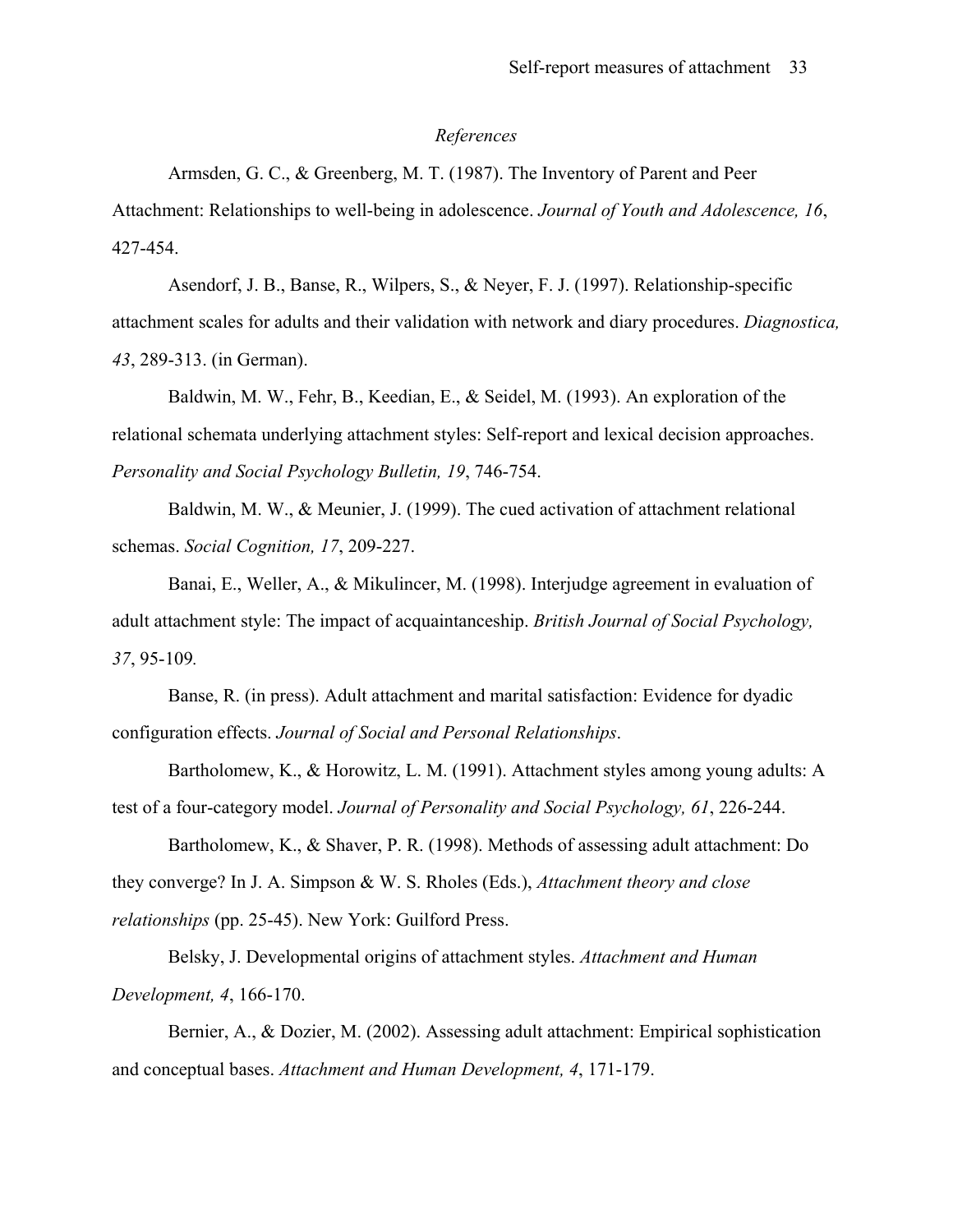*References*

Armsden, G. C., & Greenberg, M. T. (1987). The Inventory of Parent and Peer Attachment: Relationships to well-being in adolescence. *Journal of Youth and Adolescence, 16*, 427-454.

Asendorf, J. B., Banse, R., Wilpers, S., & Neyer, F. J. (1997). Relationship-specific attachment scales for adults and their validation with network and diary procedures. *Diagnostica, 43*, 289-313. (in German).

Baldwin, M. W., Fehr, B., Keedian, E., & Seidel, M. (1993). An exploration of the relational schemata underlying attachment styles: Self-report and lexical decision approaches. *Personality and Social Psychology Bulletin, 19*, 746-754.

Baldwin, M. W., & Meunier, J. (1999). The cued activation of attachment relational schemas. *Social Cognition, 17*, 209-227.

Banai, E., Weller, A., & Mikulincer, M. (1998). Interjudge agreement in evaluation of adult attachment style: The impact of acquaintanceship. *British Journal of Social Psychology, 37*, 95-109.

Banse, R. (in press). Adult attachment and marital satisfaction: Evidence for dyadic configuration effects. *Journal of Social and Personal Relationships*.

Bartholomew, K., & Horowitz, L. M. (1991). Attachment styles among young adults: A test of a four-category model. *Journal of Personality and Social Psychology, 61*, 226-244.

Bartholomew, K., & Shaver, P. R. (1998). Methods of assessing adult attachment: Do they converge? In J. A. Simpson & W. S. Rholes (Eds.), *Attachment theory and close relationships* (pp. 25-45). New York: Guilford Press.

Belsky, J. Developmental origins of attachment styles. *Attachment and Human Development, 4*, 166-170.

Bernier, A., & Dozier, M. (2002). Assessing adult attachment: Empirical sophistication and conceptual bases. *Attachment and Human Development, 4*, 171-179.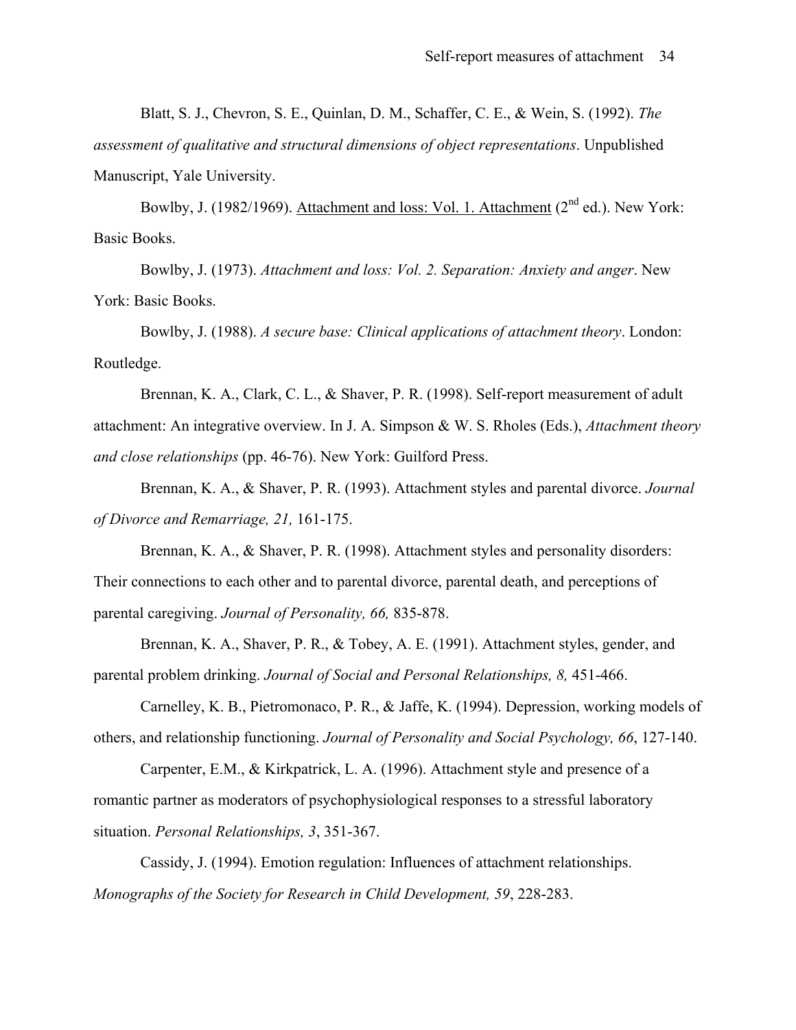Blatt, S. J., Chevron, S. E., Quinlan, D. M., Schaffer, C. E., & Wein, S. (1992). *The assessment of qualitative and structural dimensions of object representations*. Unpublished Manuscript, Yale University.

Bowlby, J. (1982/1969). Attachment and loss: Vol. 1. Attachment (2nd ed.). New York: Basic Books.

Bowlby, J. (1973). *Attachment and loss: Vol. 2. Separation: Anxiety and anger*. New York: Basic Books.

Bowlby, J. (1988). *A secure base: Clinical applications of attachment theory*. London: Routledge.

Brennan, K. A., Clark, C. L., & Shaver, P. R. (1998). Self-report measurement of adult attachment: An integrative overview. In J. A. Simpson & W. S. Rholes (Eds.), *Attachment theory and close relationships* (pp. 46-76). New York: Guilford Press.

Brennan, K. A., & Shaver, P. R. (1993). Attachment styles and parental divorce. *Journal of Divorce and Remarriage, 21,* 161-175.

Brennan, K. A., & Shaver, P. R. (1998). Attachment styles and personality disorders: Their connections to each other and to parental divorce, parental death, and perceptions of parental caregiving. *Journal of Personality, 66,* 835-878.

Brennan, K. A., Shaver, P. R., & Tobey, A. E. (1991). Attachment styles, gender, and parental problem drinking. *Journal of Social and Personal Relationships, 8,* 451-466.

Carnelley, K. B., Pietromonaco, P. R., & Jaffe, K. (1994). Depression, working models of others, and relationship functioning. *Journal of Personality and Social Psychology, 66*, 127-140.

Carpenter, E.M., & Kirkpatrick, L. A. (1996). Attachment style and presence of a romantic partner as moderators of psychophysiological responses to a stressful laboratory situation. *Personal Relationships, 3*, 351-367.

Cassidy, J. (1994). Emotion regulation: Influences of attachment relationships. *Monographs of the Society for Research in Child Development, 59*, 228-283.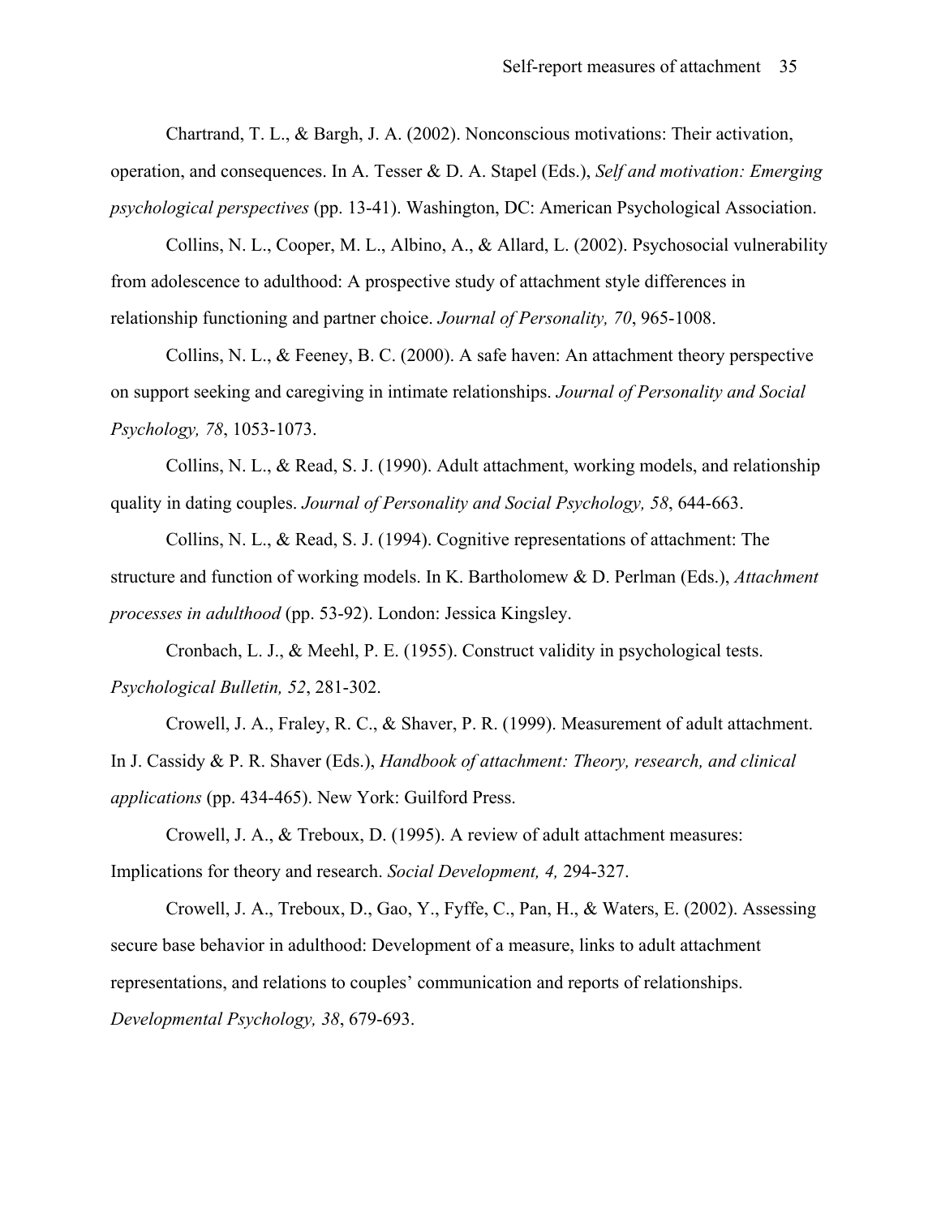Chartrand, T. L., & Bargh, J. A. (2002). Nonconscious motivations: Their activation, operation, and consequences. In A. Tesser & D. A. Stapel (Eds.), *Self and motivation: Emerging psychological perspectives* (pp. 13-41). Washington, DC: American Psychological Association.

Collins, N. L., Cooper, M. L., Albino, A., & Allard, L. (2002). Psychosocial vulnerability from adolescence to adulthood: A prospective study of attachment style differences in relationship functioning and partner choice. *Journal of Personality, 70*, 965-1008.

Collins, N. L., & Feeney, B. C. (2000). A safe haven: An attachment theory perspective on support seeking and caregiving in intimate relationships. *Journal of Personality and Social Psychology, 78*, 1053-1073.

Collins, N. L., & Read, S. J. (1990). Adult attachment, working models, and relationship quality in dating couples. *Journal of Personality and Social Psychology, 58*, 644-663.

Collins, N. L., & Read, S. J. (1994). Cognitive representations of attachment: The structure and function of working models. In K. Bartholomew & D. Perlman (Eds.), *Attachment processes in adulthood* (pp. 53-92). London: Jessica Kingsley.

Cronbach, L. J., & Meehl, P. E. (1955). Construct validity in psychological tests. *Psychological Bulletin, 52*, 281-302.

Crowell, J. A., Fraley, R. C., & Shaver, P. R. (1999). Measurement of adult attachment. In J. Cassidy & P. R. Shaver (Eds.), *Handbook of attachment: Theory, research, and clinical applications* (pp. 434-465). New York: Guilford Press.

Crowell, J. A., & Treboux, D. (1995). A review of adult attachment measures: Implications for theory and research. *Social Development, 4,* 294-327.

Crowell, J. A., Treboux, D., Gao, Y., Fyffe, C., Pan, H., & Waters, E. (2002). Assessing secure base behavior in adulthood: Development of a measure, links to adult attachment representations, and relations to couples' communication and reports of relationships. *Developmental Psychology, 38*, 679-693.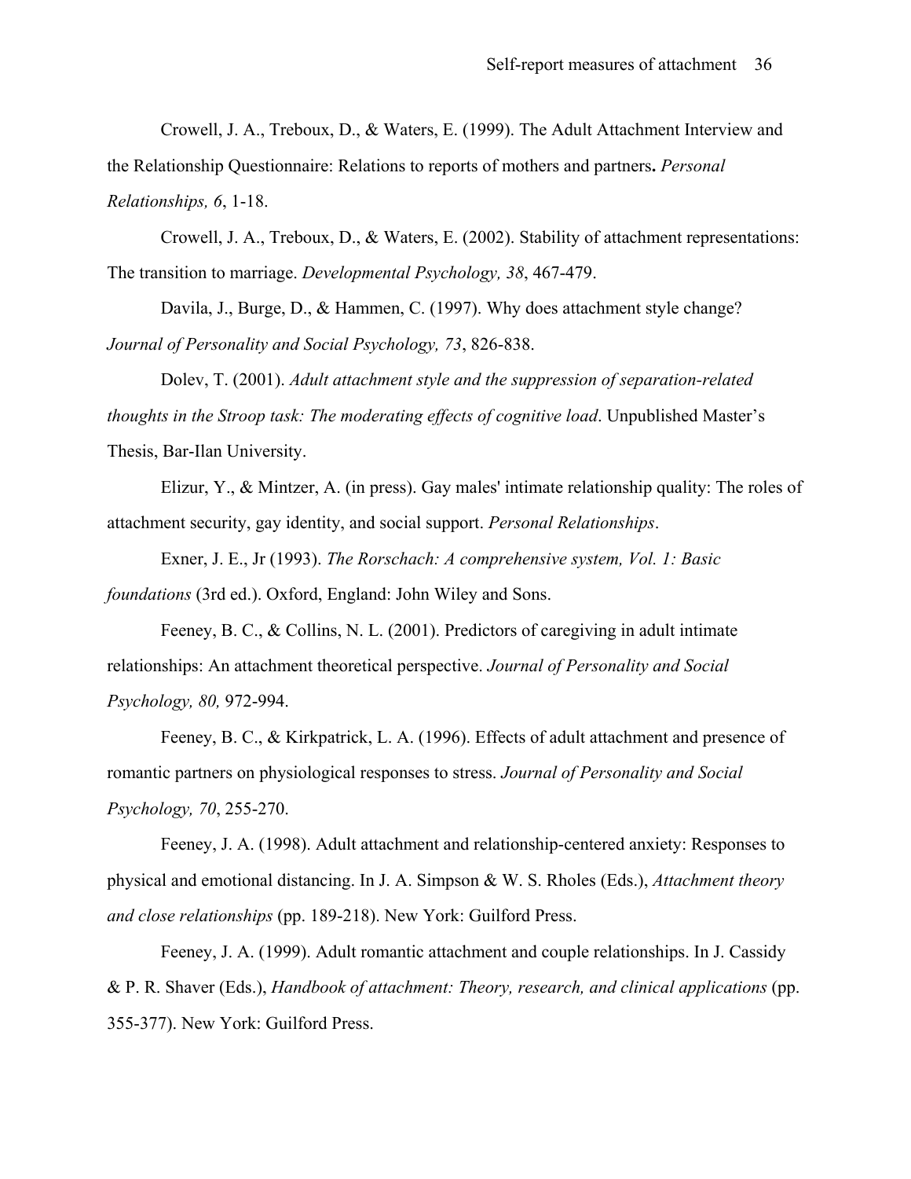Crowell, J. A., Treboux, D., & Waters, E. (1999). The Adult Attachment Interview and the Relationship Questionnaire: Relations to reports of mothers and partners**.** *Personal Relationships, 6*, 1-18.

Crowell, J. A., Treboux, D., & Waters, E. (2002). Stability of attachment representations: The transition to marriage. *Developmental Psychology, 38*, 467-479.

Davila, J., Burge, D., & Hammen, C. (1997). Why does attachment style change? *Journal of Personality and Social Psychology, 73*, 826-838.

Dolev, T. (2001). *Adult attachment style and the suppression of separation-related thoughts in the Stroop task: The moderating effects of cognitive load*. Unpublished Master's Thesis, Bar-Ilan University.

Elizur, Y., & Mintzer, A. (in press). Gay males' intimate relationship quality: The roles of attachment security, gay identity, and social support. *Personal Relationships*.

Exner, J. E., Jr (1993). *The Rorschach: A comprehensive system, Vol. 1: Basic foundations* (3rd ed.). Oxford, England: John Wiley and Sons.

Feeney, B. C., & Collins, N. L. (2001). Predictors of caregiving in adult intimate relationships: An attachment theoretical perspective. *Journal of Personality and Social Psychology, 80,* 972-994.

Feeney, B. C., & Kirkpatrick, L. A. (1996). Effects of adult attachment and presence of romantic partners on physiological responses to stress. *Journal of Personality and Social Psychology, 70*, 255-270.

Feeney, J. A. (1998). Adult attachment and relationship-centered anxiety: Responses to physical and emotional distancing. In J. A. Simpson & W. S. Rholes (Eds.), *Attachment theory and close relationships* (pp. 189-218). New York: Guilford Press.

Feeney, J. A. (1999). Adult romantic attachment and couple relationships. In J. Cassidy & P. R. Shaver (Eds.), *Handbook of attachment: Theory, research, and clinical applications* (pp. 355-377). New York: Guilford Press.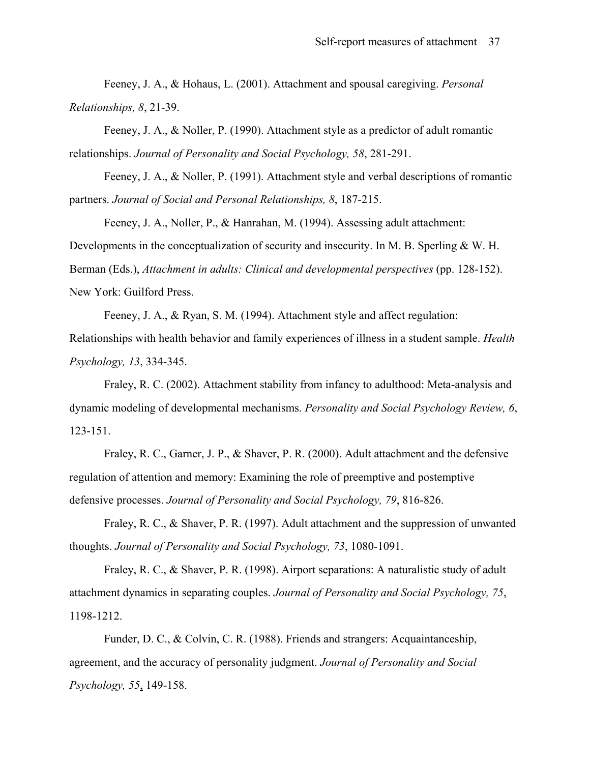Feeney, J. A., & Hohaus, L. (2001). Attachment and spousal caregiving. *Personal Relationships, 8*, 21-39.

Feeney, J. A., & Noller, P. (1990). Attachment style as a predictor of adult romantic relationships. *Journal of Personality and Social Psychology, 58*, 281-291.

Feeney, J. A., & Noller, P. (1991). Attachment style and verbal descriptions of romantic partners. *Journal of Social and Personal Relationships, 8*, 187-215.

Feeney, J. A., Noller, P., & Hanrahan, M. (1994). Assessing adult attachment: Developments in the conceptualization of security and insecurity. In M. B. Sperling & W. H. Berman (Eds.), *Attachment in adults: Clinical and developmental perspectives* (pp. 128-152). New York: Guilford Press.

Feeney, J. A., & Ryan, S. M. (1994). Attachment style and affect regulation: Relationships with health behavior and family experiences of illness in a student sample. *Health Psychology, 13*, 334-345.

Fraley, R. C. (2002). Attachment stability from infancy to adulthood: Meta-analysis and dynamic modeling of developmental mechanisms. *Personality and Social Psychology Review, 6*, 123-151.

Fraley, R. C., Garner, J. P., & Shaver, P. R. (2000). Adult attachment and the defensive regulation of attention and memory: Examining the role of preemptive and postemptive defensive processes. *Journal of Personality and Social Psychology, 79*, 816-826.

Fraley, R. C., & Shaver, P. R. (1997). Adult attachment and the suppression of unwanted thoughts. *Journal of Personality and Social Psychology, 73*, 1080-1091.

Fraley, R. C., & Shaver, P. R. (1998). Airport separations: A naturalistic study of adult attachment dynamics in separating couples. *Journal of Personality and Social Psychology, 75*, 1198-1212.

Funder, D. C., & Colvin, C. R. (1988). Friends and strangers: Acquaintanceship, agreement, and the accuracy of personality judgment. *Journal of Personality and Social Psychology, 55*, 149-158.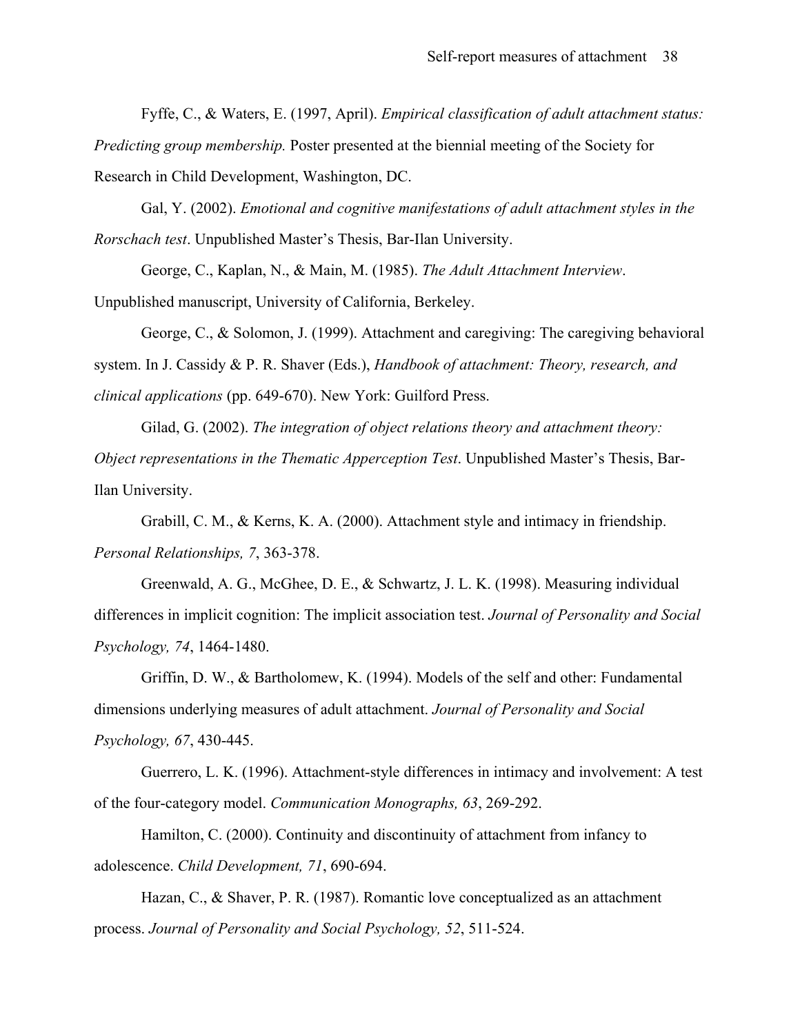Fyffe, C., & Waters, E. (1997, April). *Empirical classification of adult attachment status: Predicting group membership.* Poster presented at the biennial meeting of the Society for Research in Child Development, Washington, DC.

Gal, Y. (2002). *Emotional and cognitive manifestations of adult attachment styles in the Rorschach test*. Unpublished Master's Thesis, Bar-Ilan University.

George, C., Kaplan, N., & Main, M. (1985). *The Adult Attachment Interview*. Unpublished manuscript, University of California, Berkeley.

George, C., & Solomon, J. (1999). Attachment and caregiving: The caregiving behavioral system. In J. Cassidy & P. R. Shaver (Eds.), *Handbook of attachment: Theory, research, and clinical applications* (pp. 649-670). New York: Guilford Press.

Gilad, G. (2002). *The integration of object relations theory and attachment theory: Object representations in the Thematic Apperception Test*. Unpublished Master's Thesis, Bar-Ilan University.

Grabill, C. M., & Kerns, K. A. (2000). Attachment style and intimacy in friendship. *Personal Relationships, 7*, 363-378.

Greenwald, A. G., McGhee, D. E., & Schwartz, J. L. K. (1998). Measuring individual differences in implicit cognition: The implicit association test. *Journal of Personality and Social Psychology, 74*, 1464-1480.

Griffin, D. W., & Bartholomew, K. (1994). Models of the self and other: Fundamental dimensions underlying measures of adult attachment. *Journal of Personality and Social Psychology, 67*, 430-445.

Guerrero, L. K. (1996). Attachment-style differences in intimacy and involvement: A test of the four-category model. *Communication Monographs, 63*, 269-292.

Hamilton, C. (2000). Continuity and discontinuity of attachment from infancy to adolescence. *Child Development, 71*, 690-694.

Hazan, C., & Shaver, P. R. (1987). Romantic love conceptualized as an attachment process. *Journal of Personality and Social Psychology, 52*, 511-524.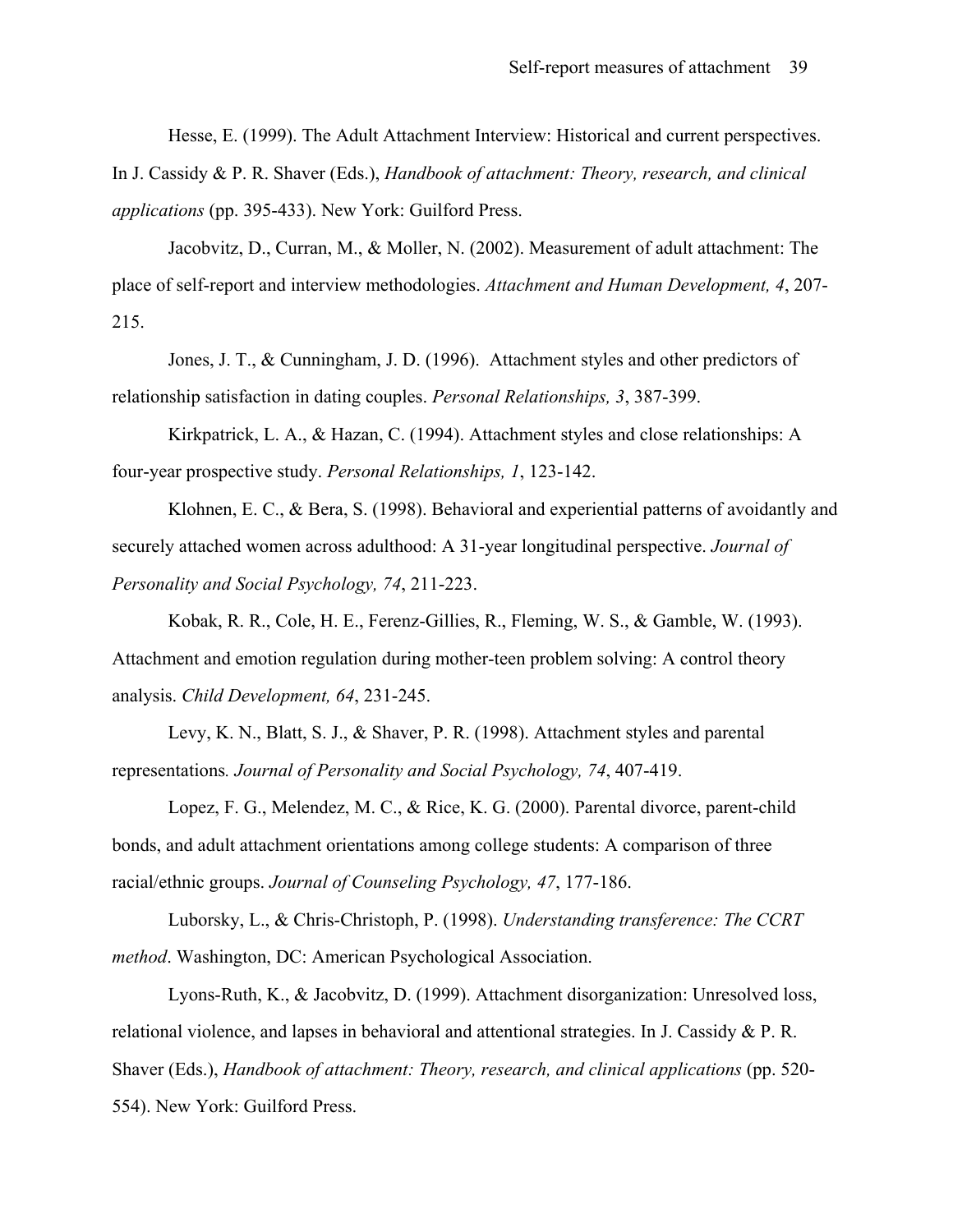Hesse, E. (1999). The Adult Attachment Interview: Historical and current perspectives. In J. Cassidy & P. R. Shaver (Eds.), *Handbook of attachment: Theory, research, and clinical applications* (pp. 395-433). New York: Guilford Press.

Jacobvitz, D., Curran, M., & Moller, N. (2002). Measurement of adult attachment: The place of self-report and interview methodologies. *Attachment and Human Development, 4*, 207-215.

Jones, J. T., & Cunningham, J. D. (1996). Attachment styles and other predictors of relationship satisfaction in dating couples. *Personal Relationships, 3*, 387-399.

Kirkpatrick, L. A., & Hazan, C. (1994). Attachment styles and close relationships: A four-year prospective study. *Personal Relationships, 1*, 123-142.

Klohnen, E. C., & Bera, S. (1998). Behavioral and experiential patterns of avoidantly and securely attached women across adulthood: A 31-year longitudinal perspective. *Journal of Personality and Social Psychology, 74*, 211-223.

Kobak, R. R., Cole, H. E., Ferenz-Gillies, R., Fleming, W. S., & Gamble, W. (1993). Attachment and emotion regulation during mother-teen problem solving: A control theory analysis. *Child Development, 64*, 231-245.

Levy, K. N., Blatt, S. J., & Shaver, P. R. (1998). Attachment styles and parental representations*. Journal of Personality and Social Psychology, 74*, 407-419.

Lopez, F. G., Melendez, M. C., & Rice, K. G. (2000). Parental divorce, parent-child bonds, and adult attachment orientations among college students: A comparison of three racial/ethnic groups. *Journal of Counseling Psychology, 47*, 177-186.

Luborsky, L., & Chris-Christoph, P. (1998). *Understanding transference: The CCRT method*. Washington, DC: American Psychological Association.

Lyons-Ruth, K., & Jacobvitz, D. (1999). Attachment disorganization: Unresolved loss, relational violence, and lapses in behavioral and attentional strategies. In J. Cassidy & P. R. Shaver (Eds.), *Handbook of attachment: Theory, research, and clinical applications* (pp. 520-554). New York: Guilford Press.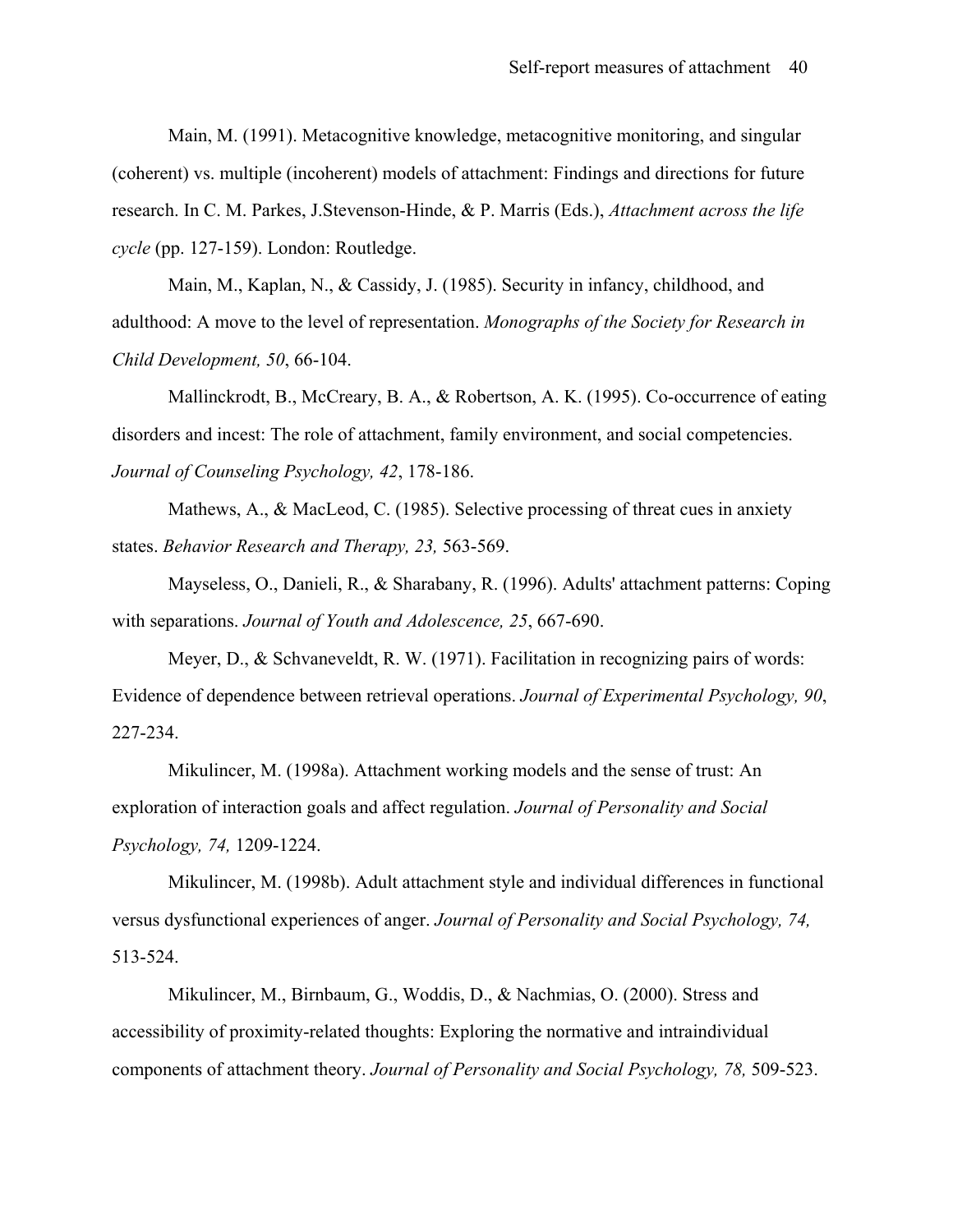Main, M. (1991). Metacognitive knowledge, metacognitive monitoring, and singular (coherent) vs. multiple (incoherent) models of attachment: Findings and directions for future research. In C. M. Parkes, J.Stevenson-Hinde, & P. Marris (Eds.), *Attachment across the life cycle* (pp. 127-159). London: Routledge.

Main, M., Kaplan, N., & Cassidy, J. (1985). Security in infancy, childhood, and adulthood: A move to the level of representation. *Monographs of the Society for Research in Child Development, 50*, 66-104.

Mallinckrodt, B., McCreary, B. A., & Robertson, A. K. (1995). Co-occurrence of eating disorders and incest: The role of attachment, family environment, and social competencies. *Journal of Counseling Psychology, 42*, 178-186.

Mathews, A., & MacLeod, C. (1985). Selective processing of threat cues in anxiety states. *Behavior Research and Therapy, 23,* 563-569.

Mayseless, O., Danieli, R., & Sharabany, R. (1996). Adults' attachment patterns: Coping with separations. *Journal of Youth and Adolescence, 25*, 667-690.

Meyer, D., & Schvaneveldt, R. W. (1971). Facilitation in recognizing pairs of words: Evidence of dependence between retrieval operations. *Journal of Experimental Psychology, 90*, 227-234.

Mikulincer, M. (1998a). Attachment working models and the sense of trust: An exploration of interaction goals and affect regulation. *Journal of Personality and Social Psychology, 74,* 1209-1224.

Mikulincer, M. (1998b). Adult attachment style and individual differences in functional versus dysfunctional experiences of anger. *Journal of Personality and Social Psychology, 74,* 513-524.

Mikulincer, M., Birnbaum, G., Woddis, D., & Nachmias, O. (2000). Stress and accessibility of proximity-related thoughts: Exploring the normative and intraindividual components of attachment theory. *Journal of Personality and Social Psychology, 78,* 509-523.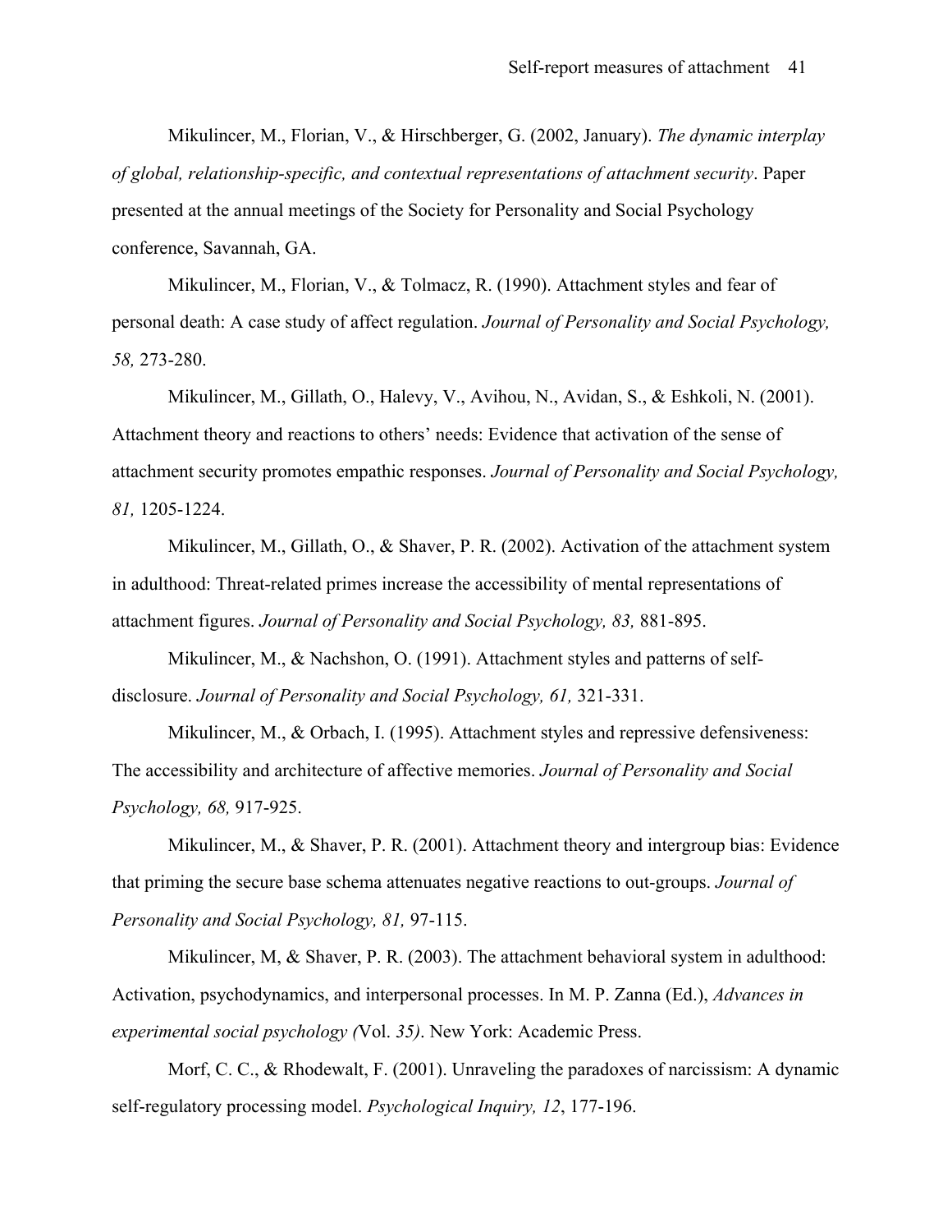Mikulincer, M., Florian, V., & Hirschberger, G. (2002, January). *The dynamic interplay of global, relationship-specific, and contextual representations of attachment security*. Paper presented at the annual meetings of the Society for Personality and Social Psychology conference, Savannah, GA.

Mikulincer, M., Florian, V., & Tolmacz, R. (1990). Attachment styles and fear of personal death: A case study of affect regulation. *Journal of Personality and Social Psychology, 58,* 273-280.

Mikulincer, M., Gillath, O., Halevy, V., Avihou, N., Avidan, S., & Eshkoli, N. (2001). Attachment theory and reactions to others' needs: Evidence that activation of the sense of attachment security promotes empathic responses. *Journal of Personality and Social Psychology, 81,* 1205-1224.

Mikulincer, M., Gillath, O., & Shaver, P. R. (2002). Activation of the attachment system in adulthood: Threat-related primes increase the accessibility of mental representations of attachment figures. *Journal of Personality and Social Psychology, 83,* 881-895.

Mikulincer, M., & Nachshon, O. (1991). Attachment styles and patterns of self-disclosure. *Journal of Personality and Social Psychology, 61,* 321-331.

Mikulincer, M., & Orbach, I. (1995). Attachment styles and repressive defensiveness: The accessibility and architecture of affective memories. *Journal of Personality and Social Psychology, 68,* 917-925.

Mikulincer, M., & Shaver, P. R. (2001). Attachment theory and intergroup bias: Evidence that priming the secure base schema attenuates negative reactions to out-groups. *Journal of Personality and Social Psychology, 81,* 97-115.

Mikulincer, M, & Shaver, P. R. (2003). The attachment behavioral system in adulthood: Activation, psychodynamics, and interpersonal processes. In M. P. Zanna (Ed.), *Advances in experimental social psychology (*Vol. *35)*. New York: Academic Press.

Morf, C. C., & Rhodewalt, F. (2001). Unraveling the paradoxes of narcissism: A dynamic self-regulatory processing model. *Psychological Inquiry, 12*, 177-196.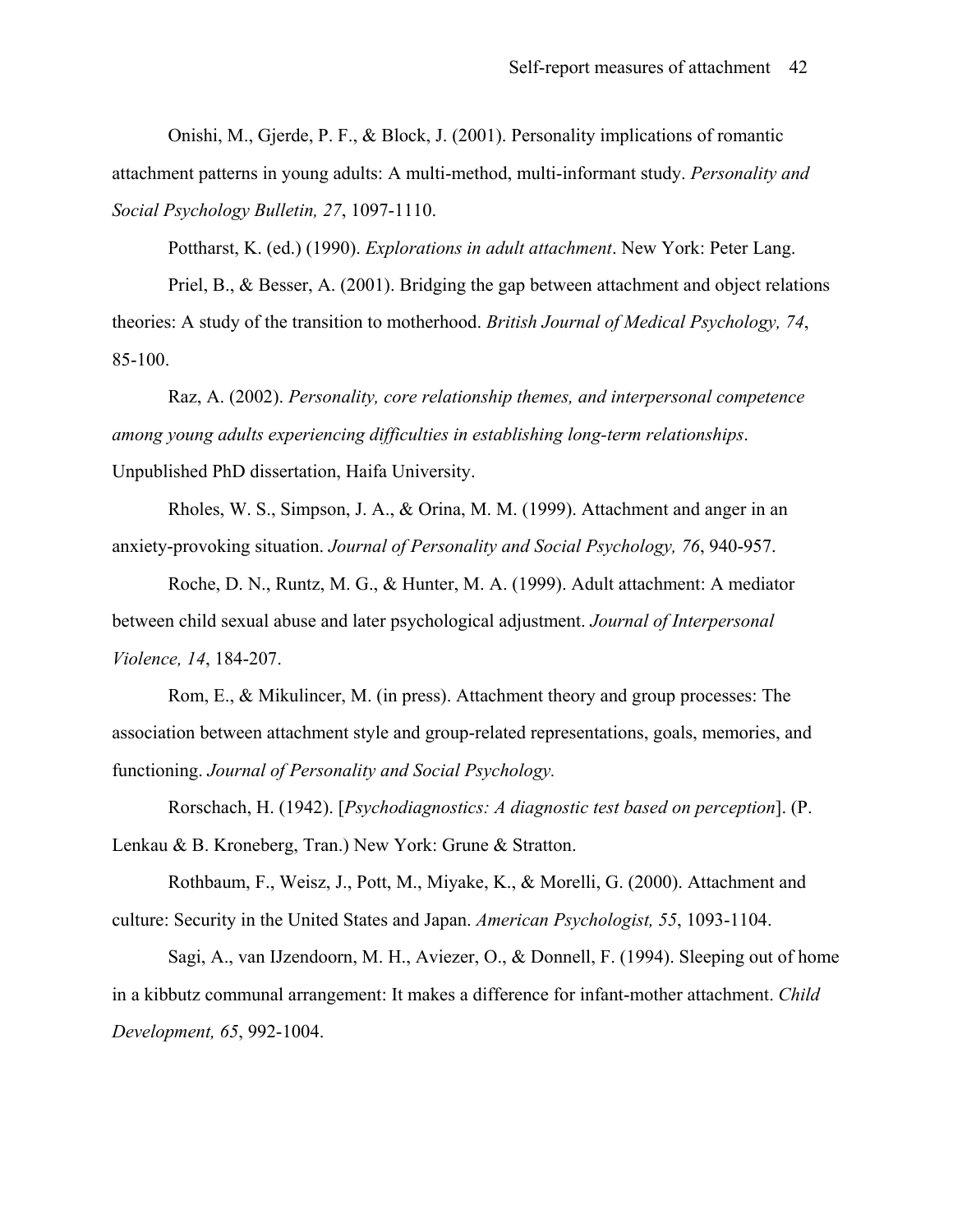Onishi, M., Gjerde, P. F., & Block, J. (2001). Personality implications of romantic attachment patterns in young adults: A multi-method, multi-informant study. *Personality and Social Psychology Bulletin, 27*, 1097-1110.

Pottharst, K. (ed.) (1990). *Explorations in adult attachment*. New York: Peter Lang.

Priel, B., & Besser, A. (2001). Bridging the gap between attachment and object relations theories: A study of the transition to motherhood. *British Journal of Medical Psychology, 74*, 85-100.

Raz, A. (2002). *Personality, core relationship themes, and interpersonal competence among young adults experiencing difficulties in establishing long-term relationships*. Unpublished PhD dissertation, Haifa University.

Rholes, W. S., Simpson, J. A., & Orina, M. M. (1999). Attachment and anger in an anxiety-provoking situation. *Journal of Personality and Social Psychology, 76*, 940-957.

Roche, D. N., Runtz, M. G., & Hunter, M. A. (1999). Adult attachment: A mediator between child sexual abuse and later psychological adjustment. *Journal of Interpersonal Violence, 14*, 184-207.

Rom, E., & Mikulincer, M. (in press). Attachment theory and group processes: The association between attachment style and group-related representations, goals, memories, and functioning. *Journal of Personality and Social Psychology.*

Rorschach, H. (1942). [*Psychodiagnostics: A diagnostic test based on perception*]. (P. Lenkau & B. Kroneberg, Tran.) New York: Grune & Stratton.

Rothbaum, F., Weisz, J., Pott, M., Miyake, K., & Morelli, G. (2000). Attachment and culture: Security in the United States and Japan. *American Psychologist, 55*, 1093-1104.

Sagi, A., van IJzendoorn, M. H., Aviezer, O., & Donnell, F. (1994). Sleeping out of home in a kibbutz communal arrangement: It makes a difference for infant-mother attachment. *Child Development, 65*, 992-1004.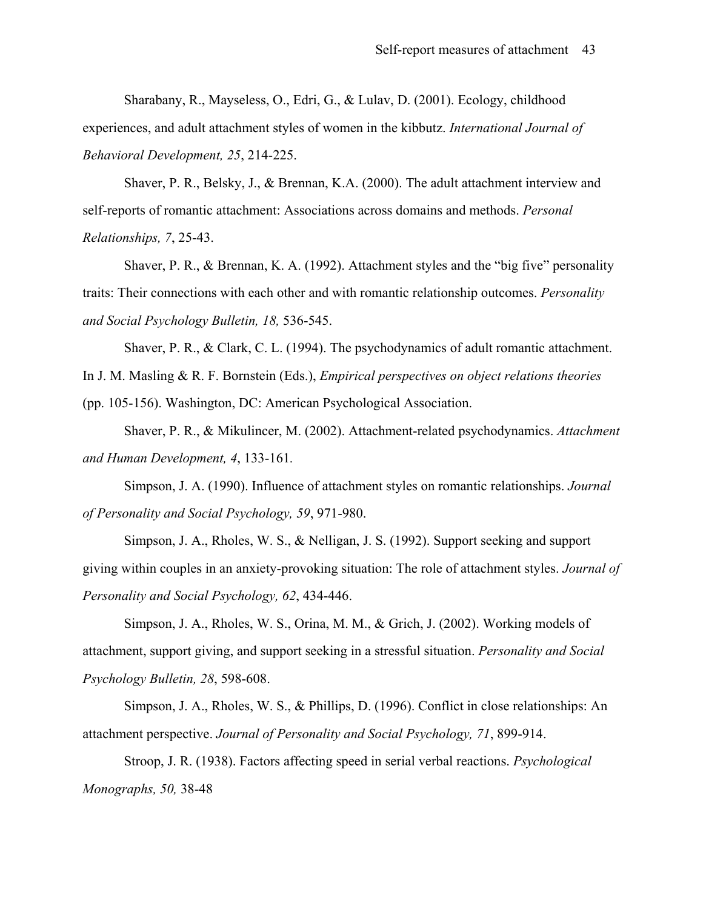Sharabany, R., Mayseless, O., Edri, G., & Lulav, D. (2001). Ecology, childhood experiences, and adult attachment styles of women in the kibbutz. *International Journal of Behavioral Development, 25*, 214-225.

Shaver, P. R., Belsky, J., & Brennan, K.A. (2000). The adult attachment interview and self-reports of romantic attachment: Associations across domains and methods. *Personal Relationships, 7*, 25-43.

Shaver, P. R., & Brennan, K. A. (1992). Attachment styles and the "big five" personality traits: Their connections with each other and with romantic relationship outcomes. *Personality and Social Psychology Bulletin, 18,* 536-545.

Shaver, P. R., & Clark, C. L. (1994). The psychodynamics of adult romantic attachment. In J. M. Masling & R. F. Bornstein (Eds.), *Empirical perspectives on object relations theories* (pp. 105-156). Washington, DC: American Psychological Association.

Shaver, P. R., & Mikulincer, M. (2002). Attachment-related psychodynamics. *Attachment and Human Development, 4*, 133-161.

Simpson, J. A. (1990). Influence of attachment styles on romantic relationships. *Journal of Personality and Social Psychology, 59*, 971-980.

Simpson, J. A., Rholes, W. S., & Nelligan, J. S. (1992). Support seeking and support giving within couples in an anxiety-provoking situation: The role of attachment styles. *Journal of Personality and Social Psychology, 62*, 434-446.

Simpson, J. A., Rholes, W. S., Orina, M. M., & Grich, J. (2002). Working models of attachment, support giving, and support seeking in a stressful situation. *Personality and Social Psychology Bulletin, 28*, 598-608.

Simpson, J. A., Rholes, W. S., & Phillips, D. (1996). Conflict in close relationships: An attachment perspective. *Journal of Personality and Social Psychology, 71*, 899-914.

Stroop, J. R. (1938). Factors affecting speed in serial verbal reactions. *Psychological Monographs, 50,* 38-48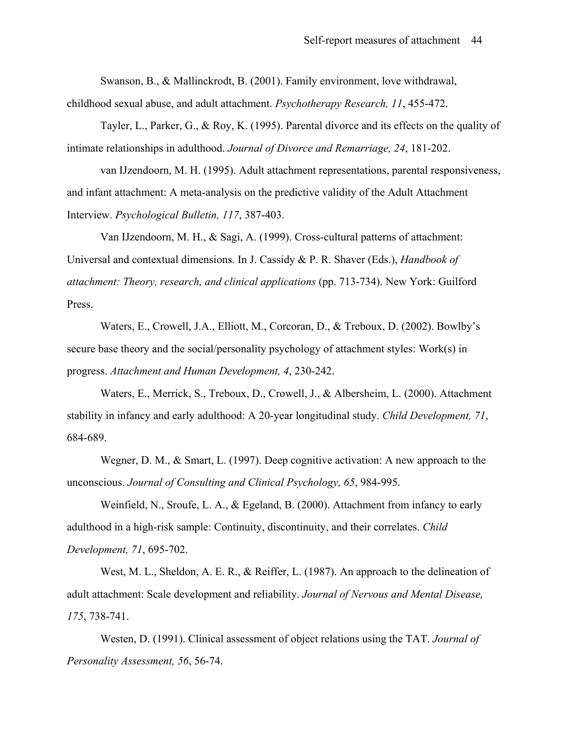Swanson, B., & Mallinckrodt, B. (2001). Family environment, love withdrawal, childhood sexual abuse, and adult attachment. *Psychotherapy Research, 11*, 455-472.

Tayler, L., Parker, G., & Roy, K. (1995). Parental divorce and its effects on the quality of intimate relationships in adulthood. *Journal of Divorce and Remarriage, 24*, 181-202.

van IJzendoorn, M. H. (1995). Adult attachment representations, parental responsiveness, and infant attachment: A meta-analysis on the predictive validity of the Adult Attachment Interview. *Psychological Bulletin, 117*, 387-403.

Van IJzendoorn, M. H., & Sagi, A. (1999). Cross-cultural patterns of attachment: Universal and contextual dimensions. In J. Cassidy & P. R. Shaver (Eds.), *Handbook of attachment: Theory, research, and clinical applications* (pp. 713-734). New York: Guilford Press.

Waters, E., Crowell, J.A., Elliott, M., Corcoran, D., & Treboux, D. (2002). Bowlby's secure base theory and the social/personality psychology of attachment styles: Work(s) in progress. *Attachment and Human Development, 4*, 230-242.

Waters, E., Merrick, S., Treboux, D., Crowell, J., & Albersheim, L. (2000). Attachment stability in infancy and early adulthood: A 20-year longitudinal study. *Child Development, 71*, 684-689.

Wegner, D. M., & Smart, L. (1997). Deep cognitive activation: A new approach to the unconscious. *Journal of Consulting and Clinical Psychology, 65*, 984-995.

Weinfield, N., Sroufe, L. A., & Egeland, B. (2000). Attachment from infancy to early adulthood in a high-risk sample: Continuity, discontinuity, and their correlates. *Child Development, 71*, 695-702.

West, M. L., Sheldon, A. E. R., & Reiffer, L. (1987). An approach to the delineation of adult attachment: Scale development and reliability. *Journal of Nervous and Mental Disease, 175*, 738-741.

Westen, D. (1991). Clinical assessment of object relations using the TAT. *Journal of Personality Assessment, 56*, 56-74.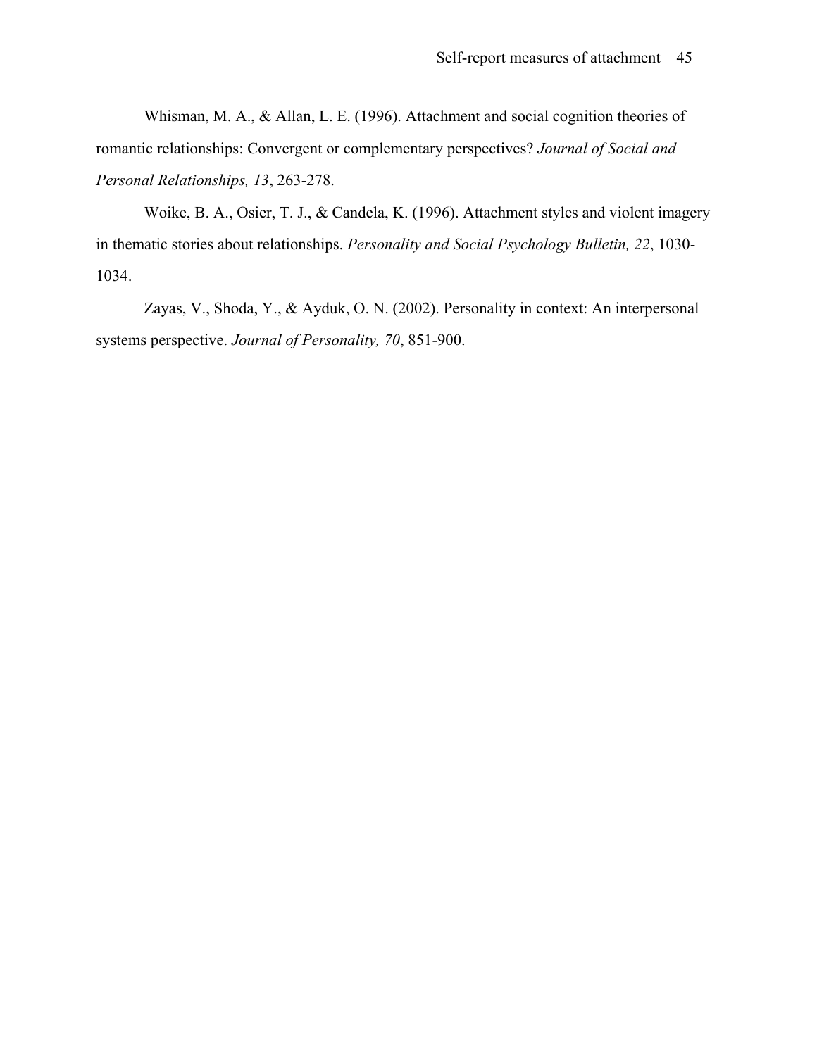Whisman, M. A., & Allan, L. E. (1996). Attachment and social cognition theories of romantic relationships: Convergent or complementary perspectives? *Journal of Social and Personal Relationships, 13*, 263-278.

Woike, B. A., Osier, T. J., & Candela, K. (1996). Attachment styles and violent imagery in thematic stories about relationships. *Personality and Social Psychology Bulletin, 22*, 1030-1034.

Zayas, V., Shoda, Y., & Ayduk, O. N. (2002). Personality in context: An interpersonal systems perspective. *Journal of Personality, 70*, 851-900.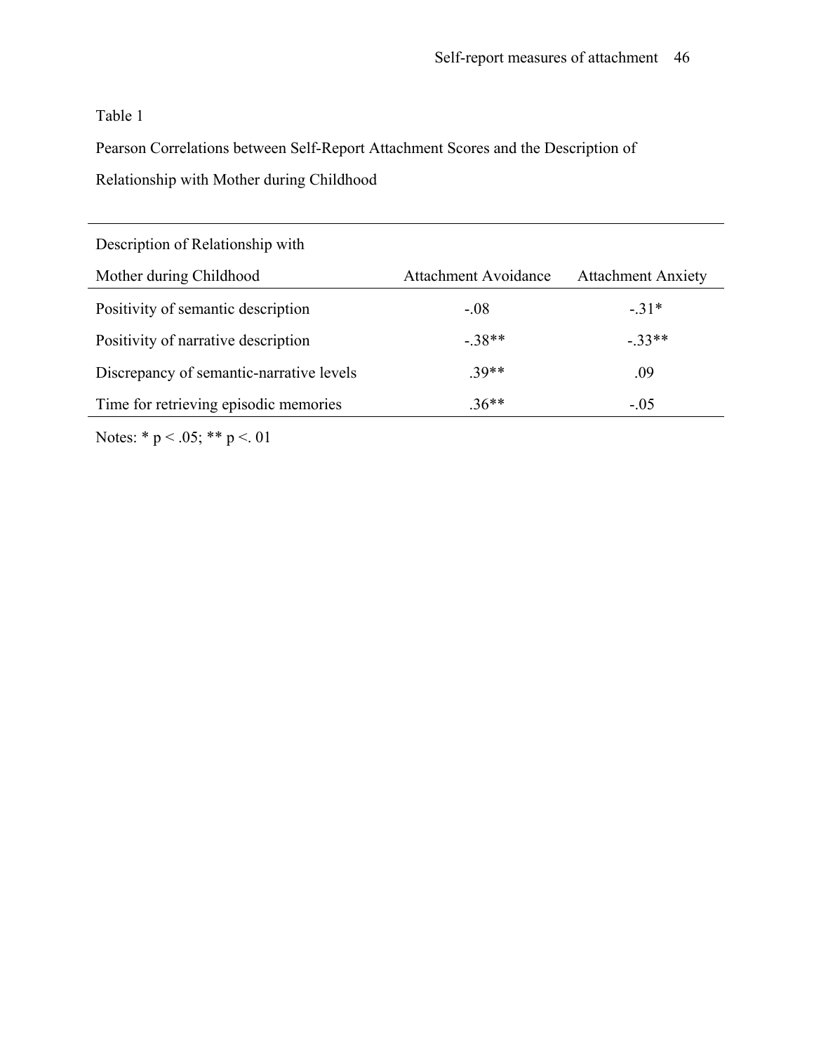Table 1

Pearson Correlations between Self-Report Attachment Scores and the Description of Relationship with Mother during Childhood

| Description of Relationship with Mother during Childhood | Attachment Avoidance | Attachment Anxiety |
|---|---|---|
| Positivity of semantic description | -.08 | -.31* |
| Positivity of narrative description | -.38** | -.33** |
| Discrepancy of semantic-narrative levels | .39** | .09 |
| Time for retrieving episodic memories | .36** | -.05 |

Notes: * $p < .05$; ** $p < .01$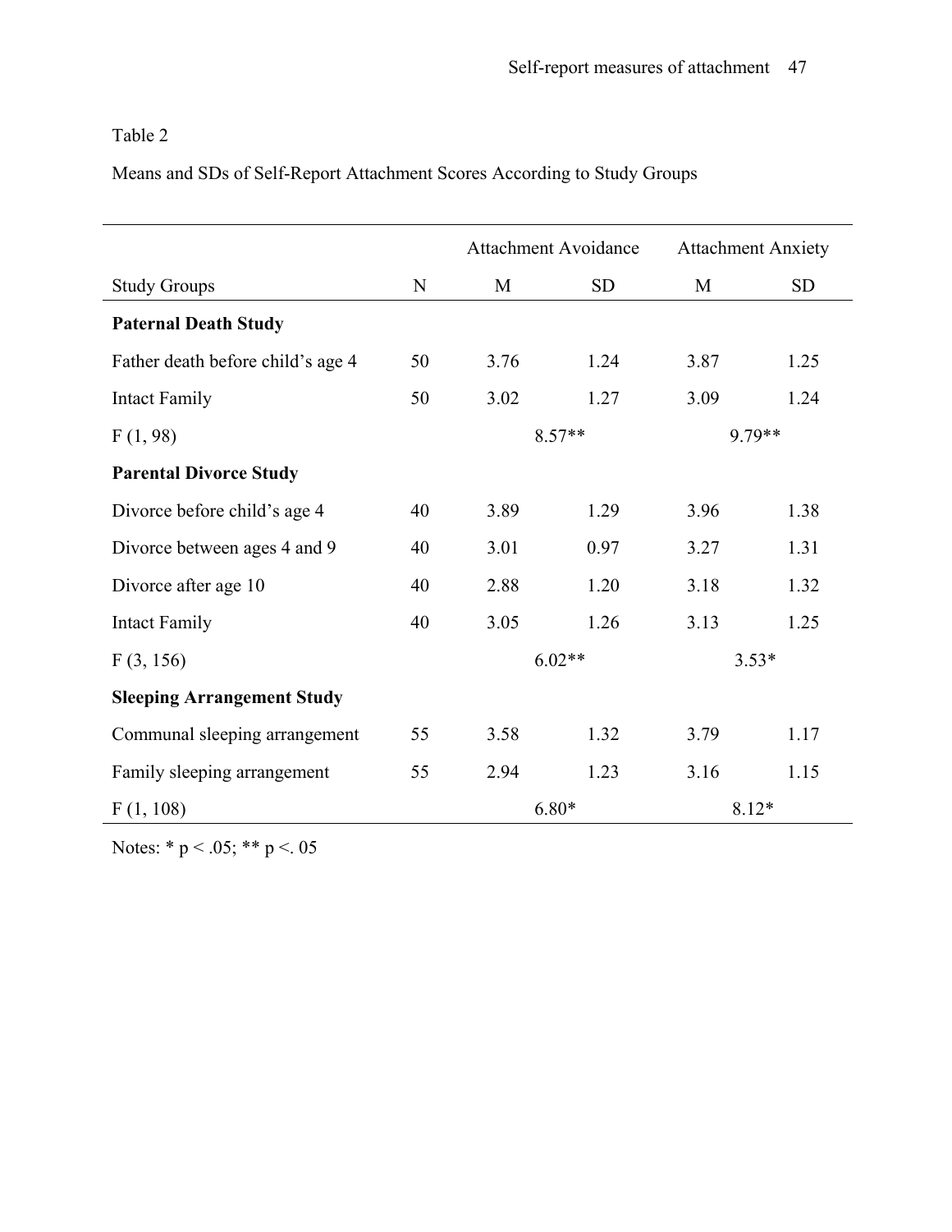Table 2

Means and SDs of Self-Report Attachment Scores According to Study Groups

| | | Attachment Avoidance | | Attachment Anxiety | |
|---|---|---|---|---|---|
| Study Groups | N | M | SD | M | SD |
| **Paternal Death Study** | | | | | |
| Father death before child's age 4 | 50 | 3.76 | 1.24 | 3.87 | 1.25 |
| Intact Family | 50 | 3.02 | 1.27 | 3.09 | 1.24 |
| F (1, 98) | | 8.57** | | 9.79** | |
| **Parental Divorce Study** | | | | | |
| Divorce before child's age 4 | 40 | 3.89 | 1.29 | 3.96 | 1.38 |
| Divorce between ages 4 and 9 | 40 | 3.01 | 0.97 | 3.27 | 1.31 |
| Divorce after age 10 | 40 | 2.88 | 1.20 | 3.18 | 1.32 |
| Intact Family | 40 | 3.05 | 1.26 | 3.13 | 1.25 |
| F (3, 156) | | 6.02** | | 3.53* | |
| **Sleeping Arrangement Study** | | | | | |
| Communal sleeping arrangement | 55 | 3.58 | 1.32 | 3.79 | 1.17 |
| Family sleeping arrangement | 55 | 2.94 | 1.23 | 3.16 | 1.15 |
| F (1, 108) | | 6.80* | | 8.12* | |

Notes: * $p < .05$; ** $p <. 05$